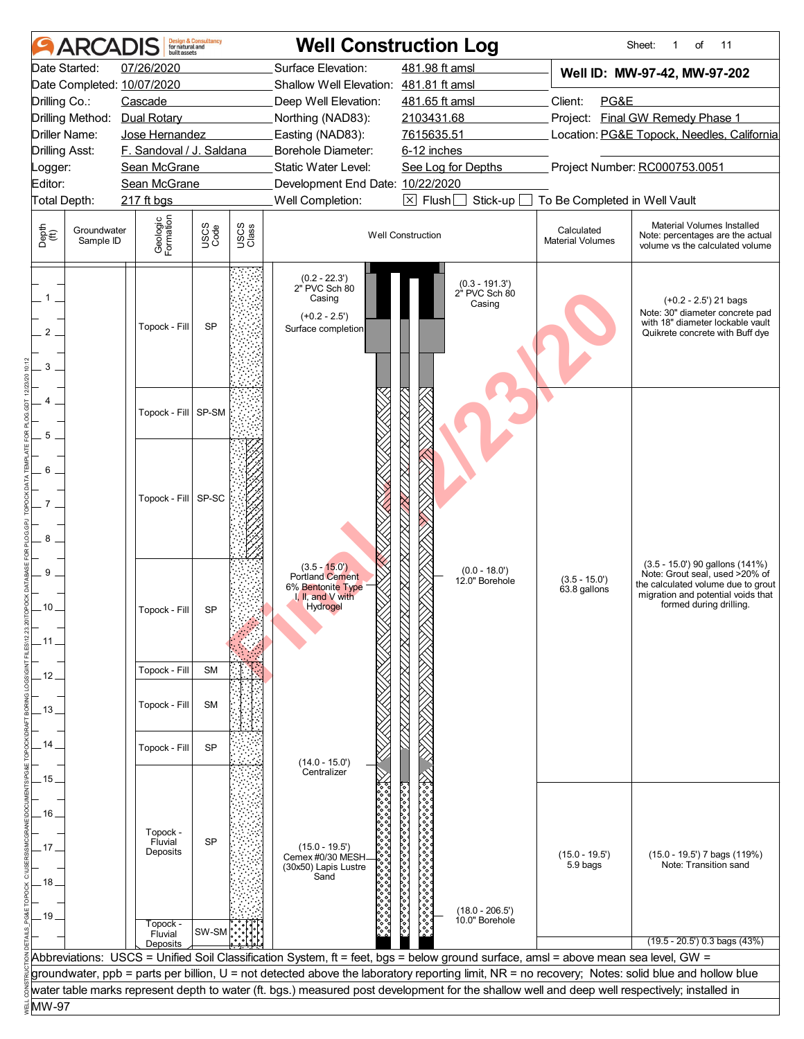# ARCADIS — Well Construction Log

Sheet: 1 of 11

| | | | | | |
|---|---|---|---|---|---|
| Date Started: | 07/26/2020 | Surface Elevation: | 481.98 ft amsl | **Well ID: MW-97-42, MW-97-202** | |
| Date Completed: | 10/07/2020 | Shallow Well Elevation: | 481.81 ft amsl | | |
| Drilling Co.: | Cascade | Deep Well Elevation: | 481.65 ft amsl | Client: | PG&E |
| Drilling Method: | Dual Rotary | Northing (NAD83): | 2103431.68 | Project: | Final GW Remedy Phase 1 |
| Driller Name: | Jose Hernandez | Easting (NAD83): | 7615635.51 | Location: | PG&E Topock, Needles, California |
| Drilling Asst: | F. Sandoval / J. Saldana | Borehole Diameter: | 6-12 inches | | |
| Logger: | Sean McGrane | Static Water Level: | See Log for Depths | Project Number: | RC000753.0051 |
| Editor: | Sean McGrane | Development End Date: | 10/22/2020 | | |
| Total Depth: | 217 ft bgs | Well Completion: | ☒ Flush ☐ Stick-up ☐ To Be Completed in Well Vault | | |

| Depth (ft) | Groundwater Sample ID | Geologic Formation | USCS Code | Well Construction | Calculated Material Volumes | Material Volumes Installed (Note: percentages are the actual volume vs the calculated volume) |
|---|---|---|---|---|---|---|
| 0–3.5 | | Topock - Fill | SP | (0.2 - 22.3') 2" PVC Sch 80 Casing; (+0.2 - 2.5') Surface completion; (0.3 - 191.3') 2" PVC Sch 80 Casing | | (+0.2 - 2.5') 21 bags. Note: 30" diameter concrete pad with 18" diameter lockable vault Quikrete concrete with Buff dye |
| 3.5–5 | | Topock - Fill | SP-SM | | | |
| 5–8.5 | | Topock - Fill | SP-SC | | | |
| 8.5–11.8 | | Topock - Fill | SP | (3.5 - 15.0') Portland Cement 6% Bentonite Type I, II, and V with Hydrogel; (0.0 - 18.0') 12.0" Borehole | (3.5 - 15.0') 63.8 gallons | (3.5 - 15.0') 90 gallons (141%). Note: Grout seal, used >20% of the calculated volume due to grout migration and potential voids that formed during drilling. |
| 11.8–12.5 | | Topock - Fill | SM | | | |
| 12.5–13.6 | | Topock - Fill | SM | | | |
| 13.6–14.6 | | Topock - Fill | SP | (14.0 - 15.0') Centralizer | | |
| 14.6–19.1 | | Topock - Fluvial Deposits | SP | (15.0 - 19.5') Cemex #0/30 MESH (30x50) Lapis Lustre Sand; (18.0 - 206.5') 10.0" Borehole | (15.0 - 19.5') 5.9 bags | (15.0 - 19.5') 7 bags (119%). Note: Transition sand |
| 19.1–20 | | Topock - Fluvial Deposits | SW-SM | | | (19.5 - 20.5') 0.3 bags (43%) |

Abbreviations: USCS = Unified Soil Classification System, ft = feet, bgs = below ground surface, amsl = above mean sea level, GW = groundwater, ppb = parts per billion, U = not detected above the laboratory reporting limit, NR = no recovery; Notes: solid blue and hollow blue water table marks represent depth to water (ft. bgs.) measured post development for the shallow well and deep well respectively; installed in MW-97

Final 12/23/20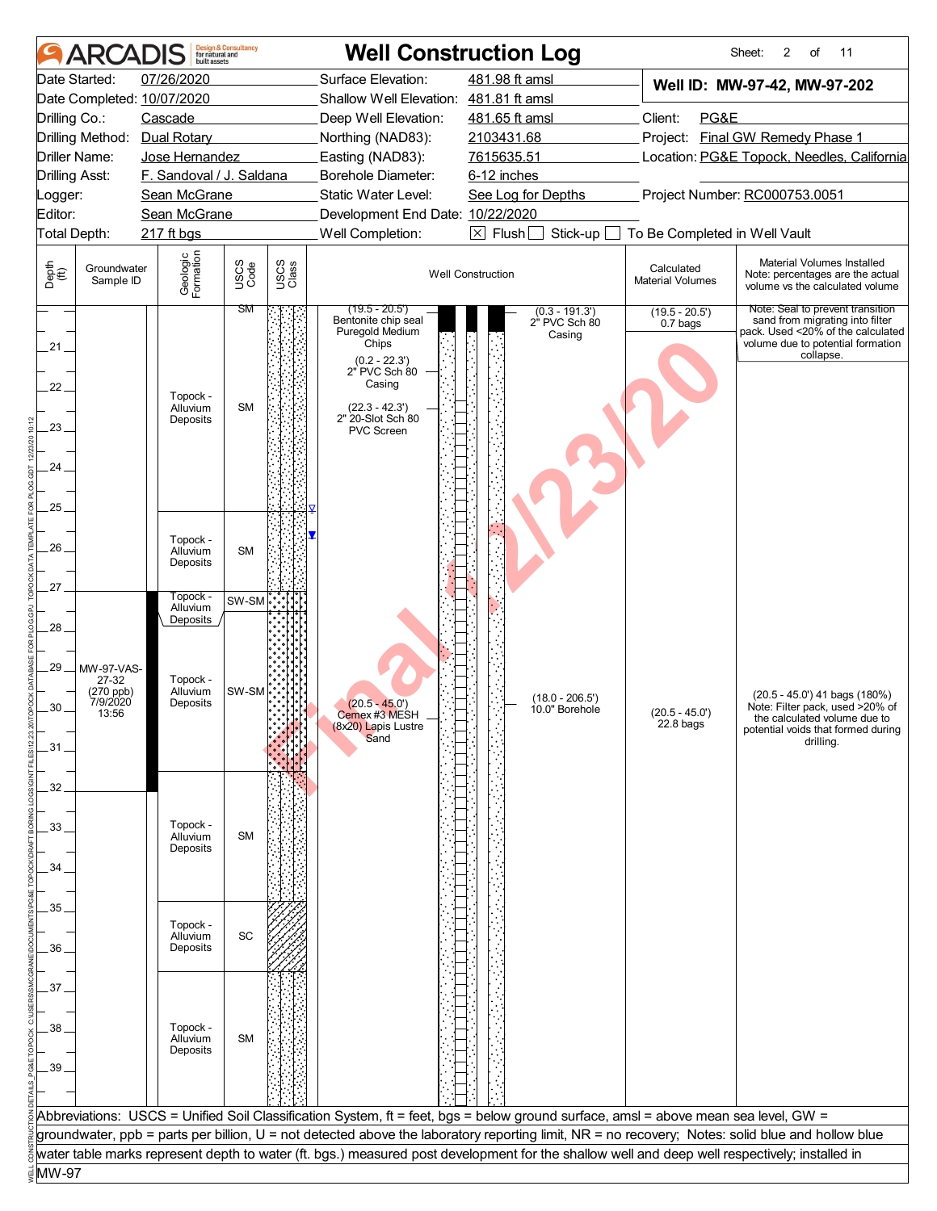# ARCADIS Well Construction Log

| | | | |
|---|---|---|---|
| Date Started: | 07/26/2020 | Surface Elevation: | 481.98 ft amsl |
| Date Completed: | 10/07/2020 | Shallow Well Elevation: | 481.81 ft amsl |
| Drilling Co.: | Cascade | Deep Well Elevation: | 481.65 ft amsl |
| Drilling Method: | Dual Rotary | Northing (NAD83): | 2103431.68 |
| Driller Name: | Jose Hernandez | Easting (NAD83): | 7615635.51 |
| Drilling Asst: | F. Sandoval / J. Saldana | Borehole Diameter: | 6-12 inches |
| Logger: | Sean McGrane | Static Water Level: | See Log for Depths |
| Editor: | Sean McGrane | Development End Date: | 10/22/2020 |
| Total Depth: | 217 ft bgs | Well Completion: | ☒ Flush ☐ Stick-up ☐ To Be Completed in Well Vault |

**Well ID: MW-97-42, MW-97-202**

Client: PG&E

Project: Final GW Remedy Phase 1

Location: PG&E Topock, Needles, California

Project Number: RC000753.0051

| Depth (ft) | Groundwater Sample ID | Geologic Formation | USCS Code | Well Construction | Calculated Material Volumes | Material Volumes Installed Note: percentages are the actual volume vs the calculated volume |
|---|---|---|---|---|---|---|
| 20–21 | | | SM | (19.5 - 20.5') Bentonite chip seal Puregold Medium Chips; (0.3 - 191.3') 2" PVC Sch 80 Casing | (19.5 - 20.5') 0.7 bags | Note: Seal to prevent transition sand from migrating into filter pack. Used <20% of the calculated volume due to potential formation collapse. |
| 21–25.2 | | Topock - Alluvium Deposits | SM | (0.2 - 22.3') 2" PVC Sch 80 Casing; (22.3 - 42.3') 2" 20-Slot Sch 80 PVC Screen | | |
| 25.2–27 | | Topock - Alluvium Deposits | SM | | | |
| 27–27.5 | | Topock - Alluvium Deposits | SW-SM | | | |
| 27.5–32 | MW-97-VAS-27-32 (270 ppb) 7/9/2020 13:56 | Topock - Alluvium Deposits | SW-SM | (20.5 - 45.0') Cemex #3 MESH (8x20) Lapis Lustre Sand; (18.0 - 206.5') 10.0" Borehole | (20.5 - 45.0') 22.8 bags | (20.5 - 45.0') 41 bags (180%) Note: Filter pack, used >20% of the calculated volume due to potential voids that formed during drilling. |
| 32–35 | | Topock - Alluvium Deposits | SM | | | |
| 35–36.5 | | Topock - Alluvium Deposits | SC | | | |
| 36.5–40 | | Topock - Alluvium Deposits | SM | | | |

Abbreviations: USCS = Unified Soil Classification System, ft = feet, bgs = below ground surface, amsl = above mean sea level, GW = groundwater, ppb = parts per billion, U = not detected above the laboratory reporting limit, NR = no recovery; Notes: solid blue and hollow blue water table marks represent depth to water (ft. bgs.) measured post development for the shallow well and deep well respectively; installed in MW-97

Final 12/23/20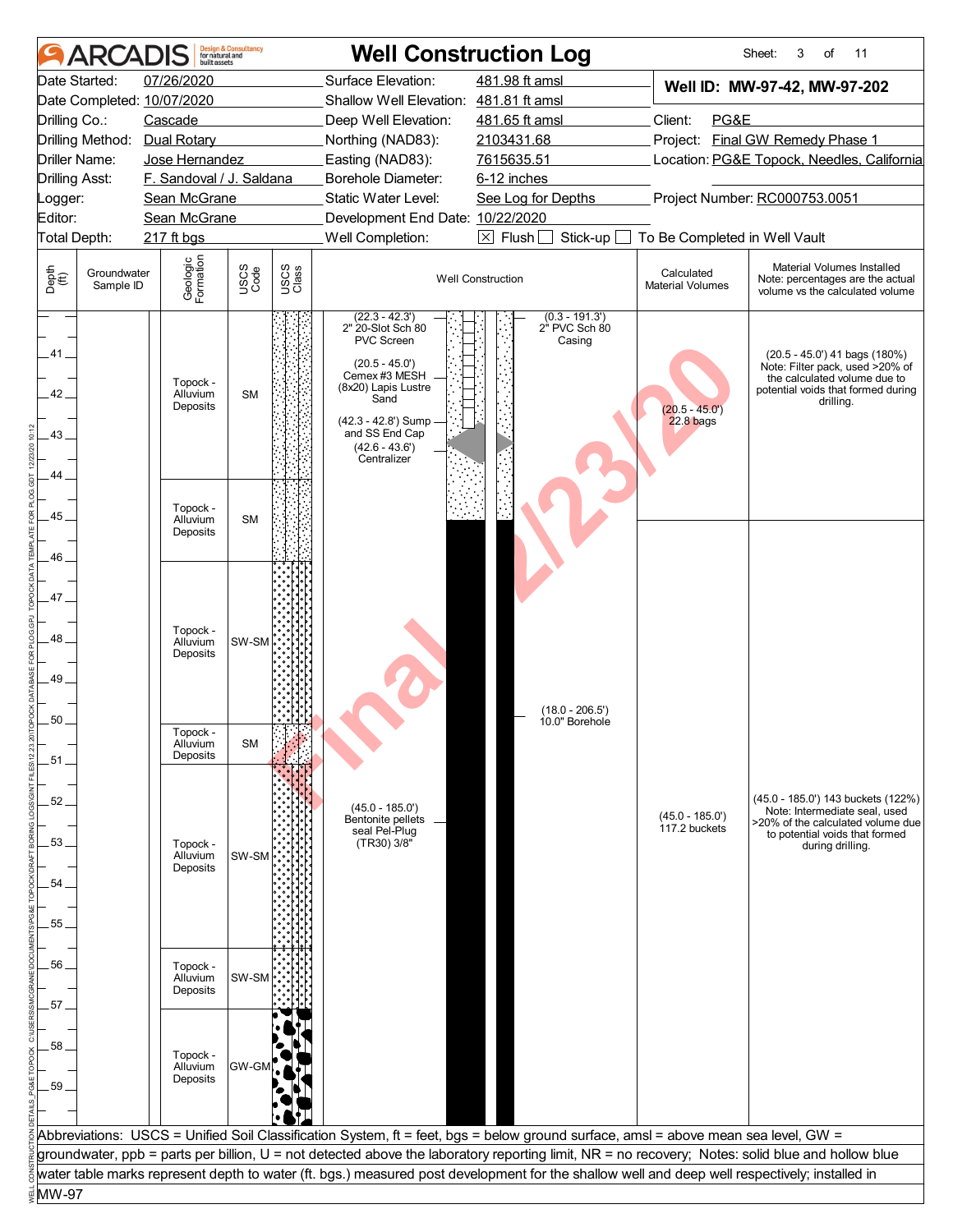# Well Construction Log

| | | | | | |
|---|---|---|---|---|---|
| Date Started: | 07/26/2020 | Surface Elevation: | 481.98 ft amsl | **Well ID: MW-97-42, MW-97-202** | |
| Date Completed: | 10/07/2020 | Shallow Well Elevation: | 481.81 ft amsl | | |
| Drilling Co.: | Cascade | Deep Well Elevation: | 481.65 ft amsl | Client: | PG&E |
| Drilling Method: | Dual Rotary | Northing (NAD83): | 2103431.68 | Project: | Final GW Remedy Phase 1 |
| Driller Name: | Jose Hernandez | Easting (NAD83): | 7615635.51 | Location: | PG&E Topock, Needles, California |
| Drilling Asst: | F. Sandoval / J. Saldana | Borehole Diameter: | 6-12 inches | | |
| Logger: | Sean McGrane | Static Water Level: | See Log for Depths | Project Number: | RC000753.0051 |
| Editor: | Sean McGrane | Development End Date: | 10/22/2020 | | |
| Total Depth: | 217 ft bgs | Well Completion: | ☒ Flush ☐ Stick-up ☐ To Be Completed in Well Vault | | |

| Depth (ft) | Groundwater Sample ID | Geologic Formation | USCS Code | Well Construction | Calculated Material Volumes | Material Volumes Installed Note: percentages are the actual volume vs the calculated volume |
|---|---|---|---|---|---|---|
| 40–44 | | Topock - Alluvium Deposits | SM | (22.3 - 42.3') 2" 20-Slot Sch 80 PVC Screen; (20.5 - 45.0') Cemex #3 MESH (8x20) Lapis Lustre Sand; (42.3 - 42.8') Sump and SS End Cap; (42.6 - 43.6') Centralizer; (0.3 - 191.3') 2" PVC Sch 80 Casing | (20.5 - 45.0') 22.8 bags | (20.5 - 45.0') 41 bags (180%) Note: Filter pack, used >20% of the calculated volume due to potential voids that formed during drilling. |
| 44–46 | | Topock - Alluvium Deposits | SM | | | |
| 46–50 | | Topock - Alluvium Deposits | SW-SM | (18.0 - 206.5') 10.0" Borehole | | |
| 50–51 | | Topock - Alluvium Deposits | SM | | | |
| 51–55.6 | | Topock - Alluvium Deposits | SW-SM | (45.0 - 185.0') Bentonite pellets seal Pel-Plug (TR30) 3/8" | (45.0 - 185.0') 117.2 buckets | (45.0 - 185.0') 143 buckets (122%) Note: Intermediate seal, used >20% of the calculated volume due to potential voids that formed during drilling. |
| 55.6–57 | | Topock - Alluvium Deposits | SW-SM | | | |
| 57–60 | | Topock - Alluvium Deposits | GW-GM | | | |

Abbreviations: USCS = Unified Soil Classification System, ft = feet, bgs = below ground surface, amsl = above mean sea level, GW = groundwater, ppb = parts per billion, U = not detected above the laboratory reporting limit, NR = no recovery; Notes: solid blue and hollow blue water table marks represent depth to water (ft. bgs.) measured post development for the shallow well and deep well respectively; installed in MW-97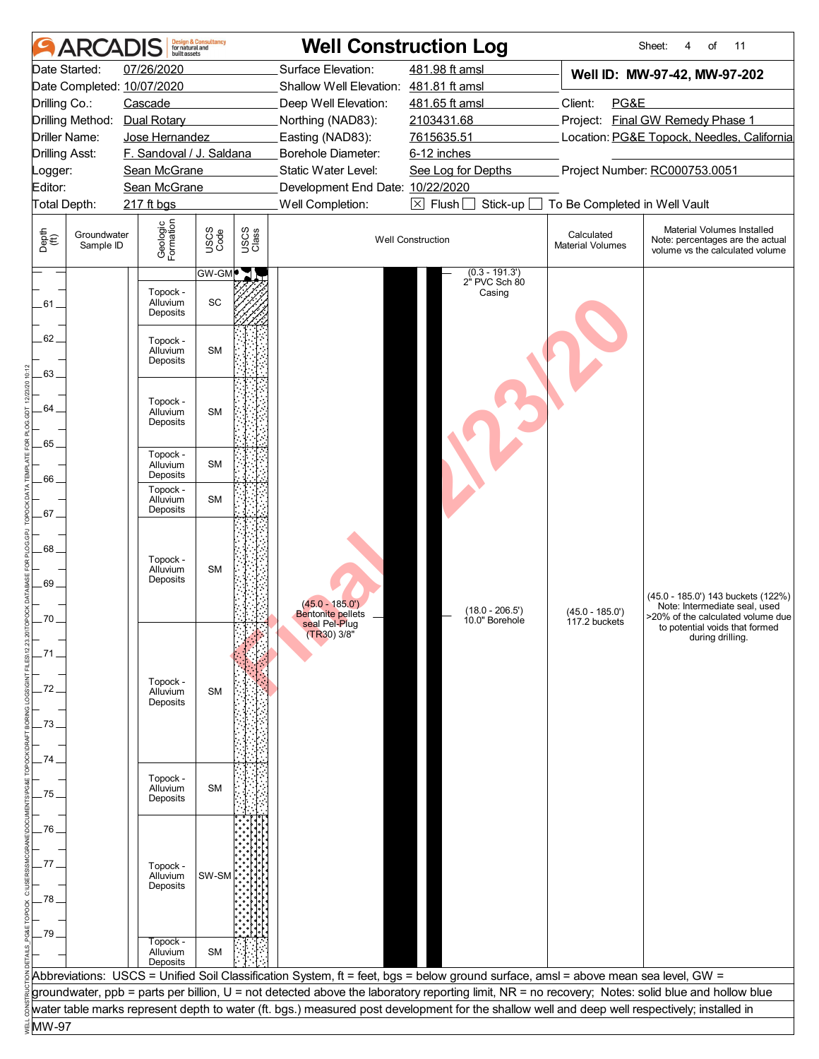# ARCADIS Well Construction Log

| | | | |
|---|---|---|---|
| Date Started: | 07/26/2020 | Surface Elevation: | 481.98 ft amsl |
| Date Completed: | 10/07/2020 | Shallow Well Elevation: | 481.81 ft amsl |
| Drilling Co.: | Cascade | Deep Well Elevation: | 481.65 ft amsl |
| Drilling Method: | Dual Rotary | Northing (NAD83): | 2103431.68 |
| Driller Name: | Jose Hernandez | Easting (NAD83): | 7615635.51 |
| Drilling Asst: | F. Sandoval / J. Saldana | Borehole Diameter: | 6-12 inches |
| Logger: | Sean McGrane | Static Water Level: | See Log for Depths |
| Editor: | Sean McGrane | Development End Date: | 10/22/2020 |
| Total Depth: | 217 ft bgs | Well Completion: | [X] Flush [ ] Stick-up [ ] To Be Completed in Well Vault |

**Well ID: MW-97-42, MW-97-202**

Client: PG&E

Project: Final GW Remedy Phase 1

Location: PG&E Topock, Needles, California

Project Number: RC000753.0051

| Depth (ft) | Groundwater Sample ID | Geologic Formation | USCS Code | USCS Class | Well Construction | Calculated Material Volumes | Material Volumes Installed Note: percentages are the actual volume vs the calculated volume |
|---|---|---|---|---|---|---|---|
| | | | GW-GM | | (0.3 - 191.3') 2" PVC Sch 80 Casing | | |
| 61 | | Topock - Alluvium Deposits | SC | | | | |
| 62 | | Topock - Alluvium Deposits | SM | | | | |
| 63–64 | | Topock - Alluvium Deposits | SM | | | | |
| 65 | | Topock - Alluvium Deposits | SM | | | | |
| 66 | | Topock - Alluvium Deposits | SM | | | | |
| 67–69 | | Topock - Alluvium Deposits | SM | | | | |
| 70 | | | | | (45.0 - 185.0') Bentonite pellets seal Pel-Plug (TR30) 3/8"; (18.0 - 206.5') 10.0" Borehole | (45.0 - 185.0') 117.2 buckets | (45.0 - 185.0') 143 buckets (122%) Note: Intermediate seal, used >20% of the calculated volume due to potential voids that formed during drilling. |
| 71–73 | | Topock - Alluvium Deposits | SM | | | | |
| 74–75 | | Topock - Alluvium Deposits | SM | | | | |
| 76–78 | | Topock - Alluvium Deposits | SW-SM | | | | |
| 79 | | Topock - Alluvium Deposits | SM | | | | |

Abbreviations: USCS = Unified Soil Classification System, ft = feet, bgs = below ground surface, amsl = above mean sea level, GW = groundwater, ppb = parts per billion, U = not detected above the laboratory reporting limit, NR = no recovery; Notes: solid blue and hollow blue water table marks represent depth to water (ft. bgs.) measured post development for the shallow well and deep well respectively; installed in MW-97

Final 12/23/20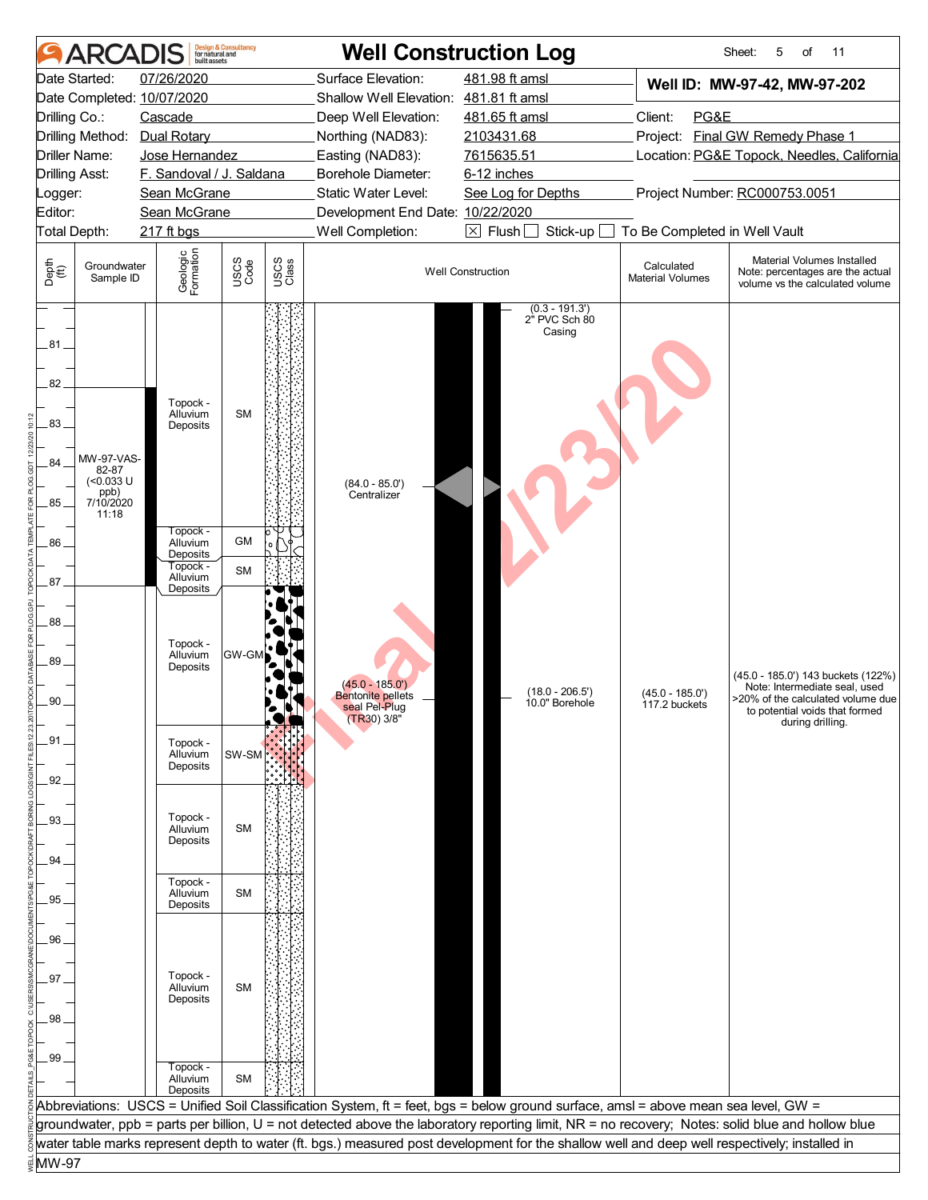# ARCADIS Well Construction Log

| | | | |
|---|---|---|---|
| Date Started: | 07/26/2020 | Surface Elevation: | 481.98 ft amsl |
| Date Completed: | 10/07/2020 | Shallow Well Elevation: | 481.81 ft amsl |
| Drilling Co.: | Cascade | Deep Well Elevation: | 481.65 ft amsl |
| Drilling Method: | Dual Rotary | Northing (NAD83): | 2103431.68 |
| Driller Name: | Jose Hernandez | Easting (NAD83): | 7615635.51 |
| Drilling Asst: | F. Sandoval / J. Saldana | Borehole Diameter: | 6-12 inches |
| Logger: | Sean McGrane | Static Water Level: | See Log for Depths |
| Editor: | Sean McGrane | Development End Date: | 10/22/2020 |
| Total Depth: | 217 ft bgs | Well Completion: | ☒ Flush ☐ Stick-up ☐ To Be Completed in Well Vault |

**Well ID: MW-97-42, MW-97-202**

Client: PG&E

Project: Final GW Remedy Phase 1

Location: PG&E Topock, Needles, California

Project Number: RC000753.0051

| Depth (ft) | Groundwater Sample ID | Geologic Formation | USCS Code |
|---|---|---|---|
| 82 - 85.6 | MW-97-VAS-82-87 (<0.033 U ppb) 7/10/2020 11:18 | Topock - Alluvium Deposits | SM |
| 85.6 - 86.5 | | Topock - Alluvium Deposits | GM |
| 86.5 - 87.1 | | Topock - Alluvium Deposits | SM |
| 87.1 - 90.6 | | Topock - Alluvium Deposits | GW-GM |
| 90.6 - 92.1 | | Topock - Alluvium Deposits | SW-SM |
| 92.1 - 93.9 | | Topock - Alluvium Deposits | SM |
| 93.9 - 95.3 | | Topock - Alluvium Deposits | SM |
| 95.3 - 99.1 | | Topock - Alluvium Deposits | SM |
| 99.1 - 100 | | Topock - Alluvium Deposits | SM |

**Well Construction:**
- (0.3 - 191.3') 2" PVC Sch 80 Casing
- (84.0 - 85.0') Centralizer
- (45.0 - 185.0') Bentonite pellets seal Pel-Plug (TR30) 3/8"
- (18.0 - 206.5') 10.0" Borehole

**Calculated Material Volumes:** (45.0 - 185.0') 117.2 buckets

**Material Volumes Installed** (Note: percentages are the actual volume vs the calculated volume): (45.0 - 185.0') 143 buckets (122%) Note: Intermediate seal, used >20% of the calculated volume due to potential voids that formed during drilling.

Abbreviations: USCS = Unified Soil Classification System, ft = feet, bgs = below ground surface, amsl = above mean sea level, GW = groundwater, ppb = parts per billion, U = not detected above the laboratory reporting limit, NR = no recovery; Notes: solid blue and hollow blue water table marks represent depth to water (ft. bgs.) measured post development for the shallow well and deep well respectively; installed in MW-97

Final 12/23/20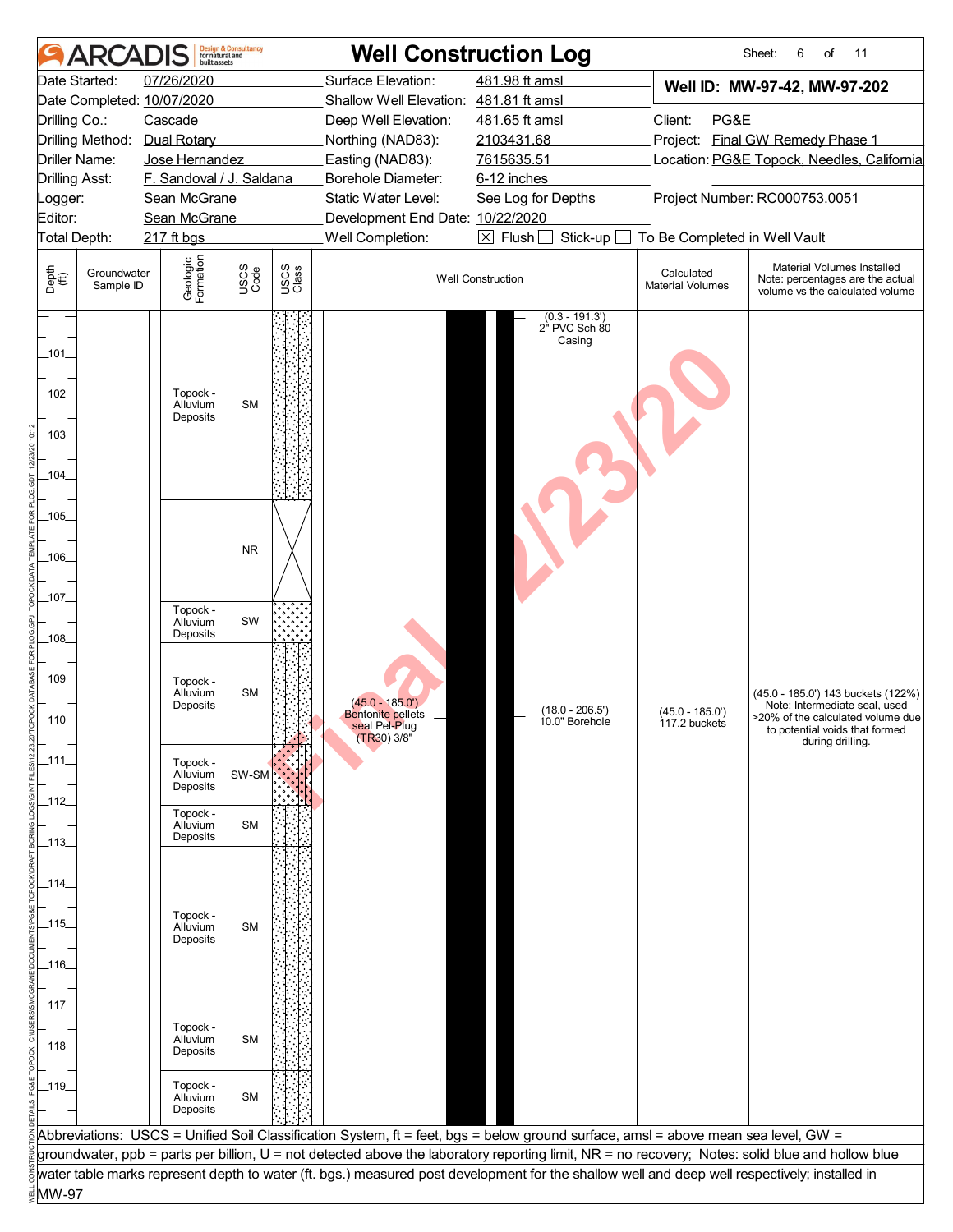# Well Construction Log

**ARCADIS** Design & Consultancy for natural and built assets

| | | | | | |
|---|---|---|---|---|---|
| Date Started: | 07/26/2020 | Surface Elevation: | 481.98 ft amsl | **Well ID: MW-97-42, MW-97-202** | |
| Date Completed: | 10/07/2020 | Shallow Well Elevation: | 481.81 ft amsl | | |
| Drilling Co.: | Cascade | Deep Well Elevation: | 481.65 ft amsl | Client: | PG&E |
| Drilling Method: | Dual Rotary | Northing (NAD83): | 2103431.68 | Project: | Final GW Remedy Phase 1 |
| Driller Name: | Jose Hernandez | Easting (NAD83): | 7615635.51 | Location: | PG&E Topock, Needles, California |
| Drilling Asst: | F. Sandoval / J. Saldana | Borehole Diameter: | 6-12 inches | | |
| Logger: | Sean McGrane | Static Water Level: | See Log for Depths | Project Number: | RC000753.0051 |
| Editor: | Sean McGrane | Development End Date: | 10/22/2020 | | |
| Total Depth: | 217 ft bgs | Well Completion: | ☒ Flush ☐ Stick-up ☐ To Be Completed in Well Vault | | |

| Depth (ft) | Groundwater Sample ID | Geologic Formation | USCS Code | Well Construction | Calculated Material Volumes | Material Volumes Installed Note: percentages are the actual volume vs the calculated volume |
|---|---|---|---|---|---|---|
| 100 – 104.6 | | Topock - Alluvium Deposits | SM | (0.3 - 191.3') 2" PVC Sch 80 Casing | | |
| 104.6 – 107.1 | | | NR | | | |
| 107.1 – 108.1 | | Topock - Alluvium Deposits | SW | | | |
| 108.1 – 110.6 | | Topock - Alluvium Deposits | SM | (45.0 - 185.0') Bentonite pellets seal Pel-Plug (TR30) 3/8"; (18.0 - 206.5') 10.0" Borehole | (45.0 - 185.0') 117.2 buckets | (45.0 - 185.0') 143 buckets (122%) Note: Intermediate seal, used >20% of the calculated volume due to potential voids that formed during drilling. |
| 110.6 – 111.6 | | Topock - Alluvium Deposits | SW-SM | | | |
| 111.6 – 112.6 | | Topock - Alluvium Deposits | SM | | | |
| 112.6 – 116.6 | | Topock - Alluvium Deposits | SM | | | |
| 116.6 – 118.1 | | Topock - Alluvium Deposits | SM | | | |
| 118.1 – 120 | | Topock - Alluvium Deposits | SM | | | |

Abbreviations: USCS = Unified Soil Classification System, ft = feet, bgs = below ground surface, amsl = above mean sea level, GW = groundwater, ppb = parts per billion, U = not detected above the laboratory reporting limit, NR = no recovery; Notes: solid blue and hollow blue water table marks represent depth to water (ft. bgs.) measured post development for the shallow well and deep well respectively; installed in MW-97

Final 12/23/20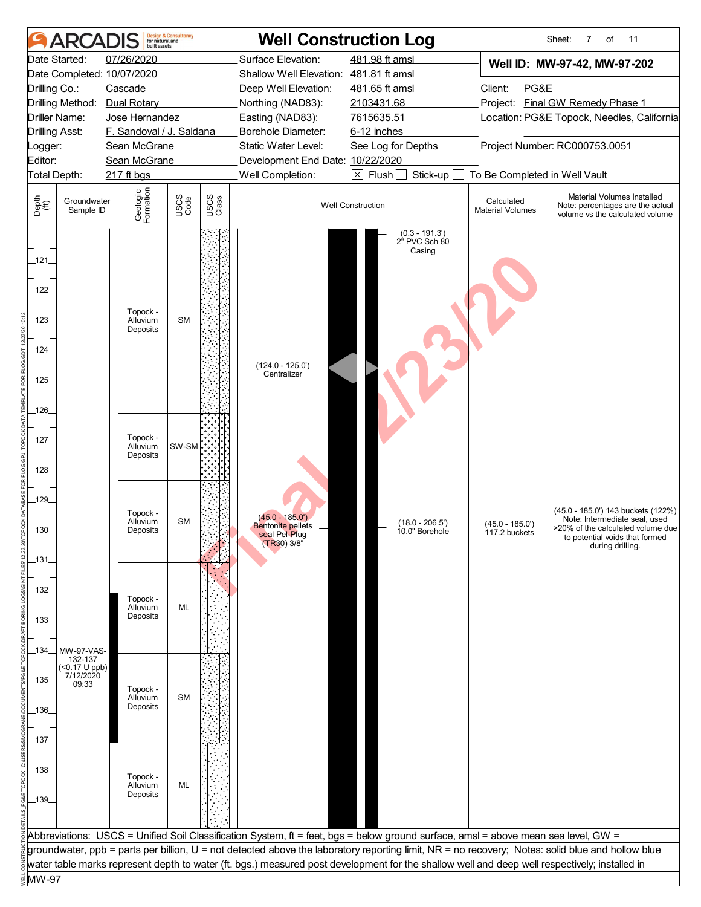# ARCADIS Well Construction Log

| | | | |
|---|---|---|---|
| Date Started: | 07/26/2020 | Surface Elevation: | 481.98 ft amsl |
| Date Completed: | 10/07/2020 | Shallow Well Elevation: | 481.81 ft amsl |
| Drilling Co.: | Cascade | Deep Well Elevation: | 481.65 ft amsl |
| Drilling Method: | Dual Rotary | Northing (NAD83): | 2103431.68 |
| Driller Name: | Jose Hernandez | Easting (NAD83): | 7615635.51 |
| Drilling Asst: | F. Sandoval / J. Saldana | Borehole Diameter: | 6-12 inches |
| Logger: | Sean McGrane | Static Water Level: | See Log for Depths |
| Editor: | Sean McGrane | Development End Date: | 10/22/2020 |
| Total Depth: | 217 ft bgs | Well Completion: | ☒ Flush ☐ Stick-up ☐ To Be Completed in Well Vault |

**Well ID: MW-97-42, MW-97-202**

Client: PG&E
Project: Final GW Remedy Phase 1
Location: PG&E Topock, Needles, California
Project Number: RC000753.0051

| Depth (ft) | Groundwater Sample ID | Geologic Formation | USCS Code | Well Construction | Calculated Material Volumes | Material Volumes Installed (Note: percentages are the actual volume vs the calculated volume) |
|---|---|---|---|---|---|---|
| 120–126 | | Topock - Alluvium Deposits | SM | (0.3 - 191.3') 2" PVC Sch 80 Casing; (124.0 - 125.0') Centralizer | | |
| 126–128.3 | | Topock - Alluvium Deposits | SW-SM | | | |
| 128.3–131 | | Topock - Alluvium Deposits | SM | (45.0 - 185.0') Bentonite pellets seal Pel-Plug (TR30) 3/8"; (18.0 - 206.5') 10.0" Borehole | (45.0 - 185.0') 117.2 buckets | (45.0 - 185.0') 143 buckets (122%) Note: Intermediate seal, used >20% of the calculated volume due to potential voids that formed during drilling. |
| 131–134 | MW-97-VAS-132-137 (<0.17 U ppb) 7/12/2020 09:33 | Topock - Alluvium Deposits | ML | | | |
| 134–137 | | Topock - Alluvium Deposits | SM | | | |
| 137–140 | | Topock - Alluvium Deposits | ML | | | |

Abbreviations: USCS = Unified Soil Classification System, ft = feet, bgs = below ground surface, amsl = above mean sea level, GW = groundwater, ppb = parts per billion, U = not detected above the laboratory reporting limit, NR = no recovery; Notes: solid blue and hollow blue water table marks represent depth to water (ft. bgs.) measured post development for the shallow well and deep well respectively; installed in MW-97

Final 12/23/20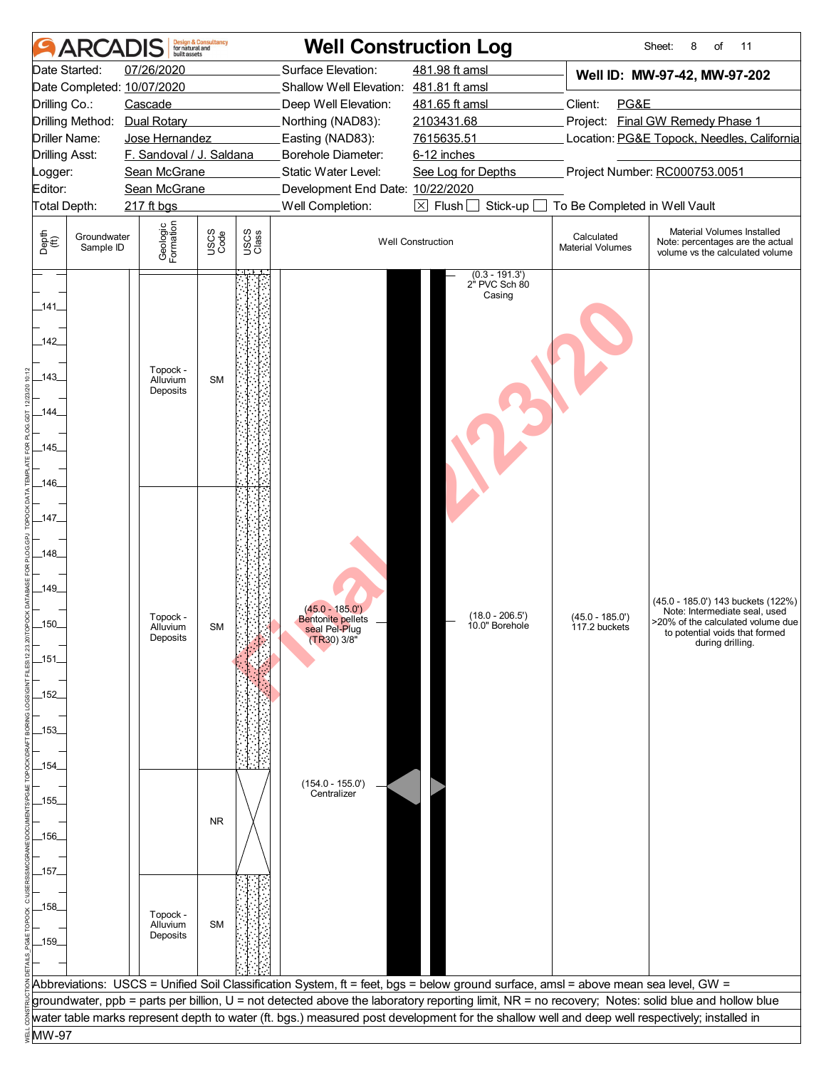# ARCADIS — Well Construction Log

| | | | | |
|---|---|---|---|---|
| Date Started: | 07/26/2020 | Surface Elevation: | 481.98 ft amsl | **Well ID: MW-97-42, MW-97-202** |
| Date Completed: | 10/07/2020 | Shallow Well Elevation: | 481.81 ft amsl | |
| Drilling Co.: | Cascade | Deep Well Elevation: | 481.65 ft amsl | Client: PG&E |
| Drilling Method: | Dual Rotary | Northing (NAD83): | 2103431.68 | Project: Final GW Remedy Phase 1 |
| Driller Name: | Jose Hernandez | Easting (NAD83): | 7615635.51 | Location: PG&E Topock, Needles, California |
| Drilling Asst: | F. Sandoval / J. Saldana | Borehole Diameter: | 6-12 inches | |
| Logger: | Sean McGrane | Static Water Level: | See Log for Depths | Project Number: RC000753.0051 |
| Editor: | Sean McGrane | Development End Date: | 10/22/2020 | |
| Total Depth: | 217 ft bgs | Well Completion: | ☒ Flush ☐ Stick-up ☐ To Be Completed in Well Vault | |

| Depth (ft) | Groundwater Sample ID | Geologic Formation | USCS Code | Well Construction | Calculated Material Volumes | Material Volumes Installed Note: percentages are the actual volume vs the calculated volume |
|---|---|---|---|---|---|---|
| 140–146 | | Topock - Alluvium Deposits | SM | (0.3 - 191.3') 2" PVC Sch 80 Casing | | |
| 146–154 | | Topock - Alluvium Deposits | SM | (45.0 - 185.0') Bentonite pellets seal Pel-Plug (TR30) 3/8"; (18.0 - 206.5') 10.0" Borehole | (45.0 - 185.0') 117.2 buckets | (45.0 - 185.0') 143 buckets (122%) Note: Intermediate seal, used >20% of the calculated volume due to potential voids that formed during drilling. |
| 154–157 | | | NR | (154.0 - 155.0') Centralizer | | |
| 157–160 | | Topock - Alluvium Deposits | SM | | | |

Final 12/23/20

Abbreviations: USCS = Unified Soil Classification System, ft = feet, bgs = below ground surface, amsl = above mean sea level, GW = groundwater, ppb = parts per billion, U = not detected above the laboratory reporting limit, NR = no recovery; Notes: solid blue and hollow blue water table marks represent depth to water (ft. bgs.) measured post development for the shallow well and deep well respectively; installed in MW-97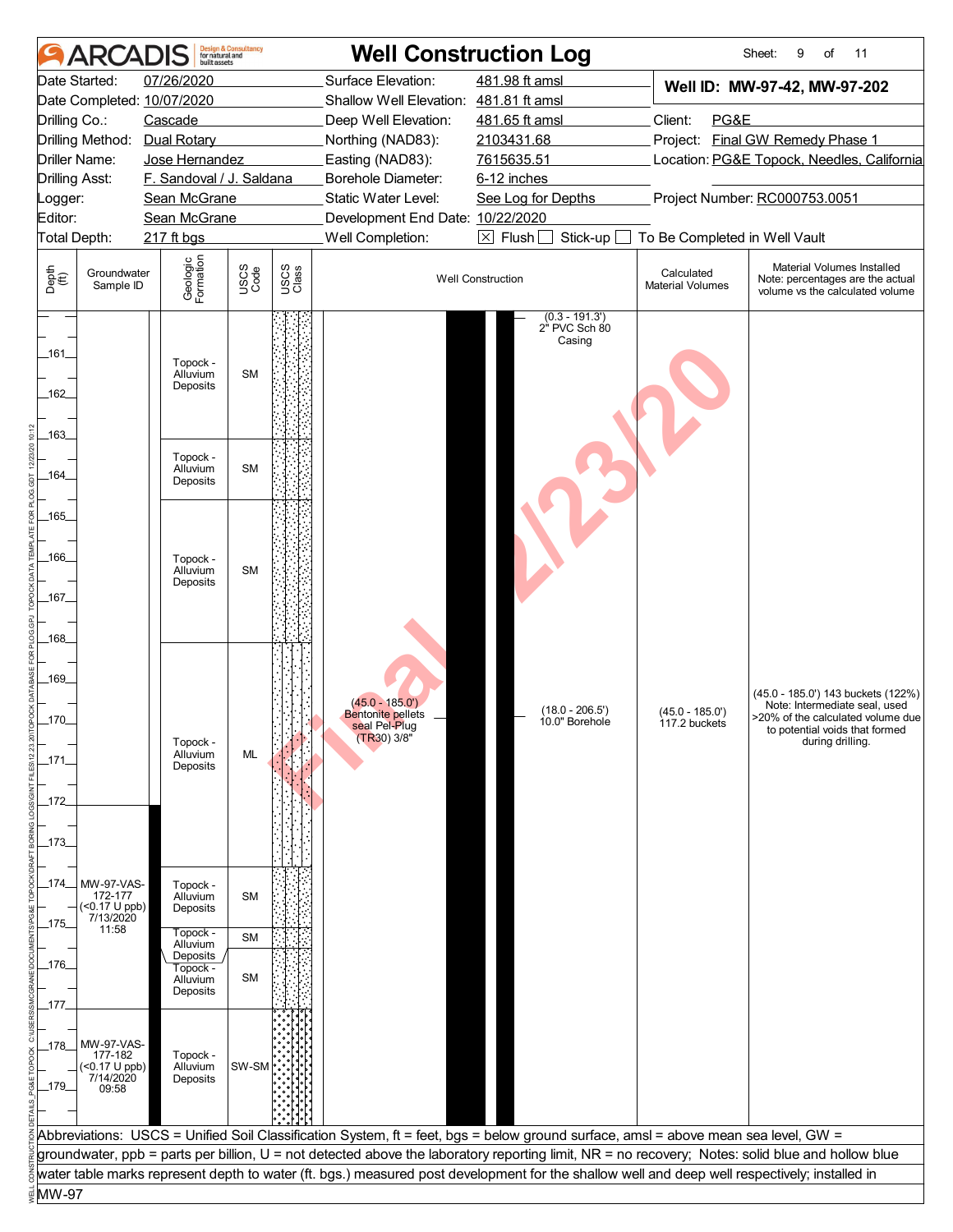# ARCADIS — Well Construction Log

| | | | |
|---|---|---|---|
| Date Started: | 07/26/2020 | Surface Elevation: | 481.98 ft amsl |
| Date Completed: | 10/07/2020 | Shallow Well Elevation: | 481.81 ft amsl |
| Drilling Co.: | Cascade | Deep Well Elevation: | 481.65 ft amsl |
| Drilling Method: | Dual Rotary | Northing (NAD83): | 2103431.68 |
| Driller Name: | Jose Hernandez | Easting (NAD83): | 7615635.51 |
| Drilling Asst: | F. Sandoval / J. Saldana | Borehole Diameter: | 6-12 inches |
| Logger: | Sean McGrane | Static Water Level: | See Log for Depths |
| Editor: | Sean McGrane | Development End Date: | 10/22/2020 |
| Total Depth: | 217 ft bgs | Well Completion: | ☒ Flush ☐ Stick-up ☐ To Be Completed in Well Vault |

**Well ID: MW-97-42, MW-97-202**

Client: PG&E
Project: Final GW Remedy Phase 1
Location: PG&E Topock, Needles, California
Project Number: RC000753.0051

| Depth (ft) | Groundwater Sample ID | Geologic Formation | USCS Code | Well Construction | Calculated Material Volumes | Material Volumes Installed (Note: percentages are the actual volume vs the calculated volume) |
|---|---|---|---|---|---|---|
| 160–163.1 | | Topock - Alluvium Deposits | SM | (0.3 - 191.3') 2" PVC Sch 80 Casing | | |
| 163.1–164.6 | | Topock - Alluvium Deposits | SM | | | |
| 164.6–168.1 | | Topock - Alluvium Deposits | SM | | | |
| 168.1–173.6 | | Topock - Alluvium Deposits | ML | (45.0 - 185.0') Bentonite pellets seal Pel-Plug (TR30) 3/8"; (18.0 - 206.5') 10.0" Borehole | (45.0 - 185.0') 117.2 buckets | (45.0 - 185.0') 143 buckets (122%) Note: Intermediate seal, used >20% of the calculated volume due to potential voids that formed during drilling. |
| 173.6–174.8 | MW-97-VAS-172-177 (<0.17 U ppb) 7/13/2020 11:58 | Topock - Alluvium Deposits | SM | | | |
| 174.8–175.4 | | Topock - Alluvium Deposits | SM | | | |
| 175.4–177 | | Topock - Alluvium Deposits | SM | | | |
| 177–180 | MW-97-VAS-177-182 (<0.17 U ppb) 7/14/2020 09:58 | Topock - Alluvium Deposits | SW-SM | | | |

Abbreviations: USCS = Unified Soil Classification System, ft = feet, bgs = below ground surface, amsl = above mean sea level, GW = groundwater, ppb = parts per billion, U = not detected above the laboratory reporting limit, NR = no recovery; Notes: solid blue and hollow blue water table marks represent depth to water (ft. bgs.) measured post development for the shallow well and deep well respectively; installed in MW-97

Final 12/23/20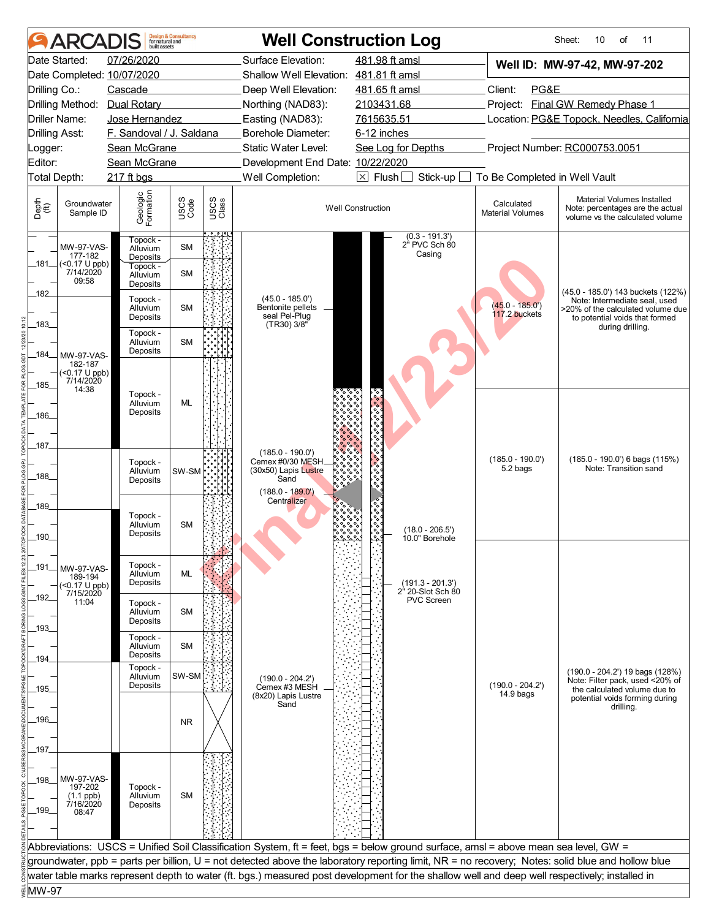# ARCADIS — Well Construction Log

Sheet: 10 of 11

| | | | |
|---|---|---|---|
| Date Started: 07/26/2020 | Surface Elevation: 481.98 ft amsl | **Well ID: MW-97-42, MW-97-202** | |
| Date Completed: 10/07/2020 | Shallow Well Elevation: 481.81 ft amsl | | |
| Drilling Co.: Cascade | Deep Well Elevation: 481.65 ft amsl | Client: PG&E | |
| Drilling Method: Dual Rotary | Northing (NAD83): 2103431.68 | Project: Final GW Remedy Phase 1 | |
| Driller Name: Jose Hernandez | Easting (NAD83): 7615635.51 | Location: PG&E Topock, Needles, California | |
| Drilling Asst: F. Sandoval / J. Saldana | Borehole Diameter: 6-12 inches | | |
| Logger: Sean McGrane | Static Water Level: See Log for Depths | Project Number: RC000753.0051 | |
| Editor: Sean McGrane | Development End Date: 10/22/2020 | | |
| Total Depth: 217 ft bgs | Well Completion: ☒ Flush ☐ Stick-up ☐ To Be Completed in Well Vault | | |

| Depth (ft) | Groundwater Sample ID | Geologic Formation | USCS Code |
|---|---|---|---|
| 180–181 | MW-97-VAS-177-182 (<0.17 U ppb) 7/14/2020 09:58 | Topock - Alluvium Deposits | SM |
| 181–182 | | Topock - Alluvium Deposits | SM |
| 182–183 | | Topock - Alluvium Deposits | SM |
| 183–184 | | Topock - Alluvium Deposits | SM |
| 184–187 | MW-97-VAS-182-187 (<0.17 U ppb) 7/14/2020 14:38 | Topock - Alluvium Deposits | ML |
| 187–188.5 | | Topock - Alluvium Deposits | SW-SM |
| 188.5–190.5 | | Topock - Alluvium Deposits | SM |
| 190.5–191.7 | MW-97-VAS-189-194 (<0.17 U ppb) 7/15/2020 11:04 | Topock - Alluvium Deposits | ML |
| 191.7–192.9 | | Topock - Alluvium Deposits | SM |
| 192.9–194 | | Topock - Alluvium Deposits | SM |
| 194–195 | | Topock - Alluvium Deposits | SW-SM |
| 195–197 | | | NR |
| 197–200 | MW-97-VAS-197-202 (1.1 ppb) 7/16/2020 08:47 | Topock - Alluvium Deposits | SM |

**Well Construction:**
- (0.3 - 191.3') 2" PVC Sch 80 Casing
- (45.0 - 185.0') Bentonite pellets seal Pel-Plug (TR30) 3/8"
- (185.0 - 190.0') Cemex #0/30 MESH (30x50) Lapis Lustre Sand
- (188.0 - 189.0') Centralizer
- (18.0 - 206.5') 10.0" Borehole
- (191.3 - 201.3') 2" 20-Slot Sch 80 PVC Screen
- (190.0 - 204.2') Cemex #3 MESH (8x20) Lapis Lustre Sand

| Calculated Material Volumes | Material Volumes Installed (Note: percentages are the actual volume vs the calculated volume) |
|---|---|
| (45.0 - 185.0') 117.2 buckets | (45.0 - 185.0') 143 buckets (122%) Note: Intermediate seal, used >20% of the calculated volume due to potential voids that formed during drilling. |
| (185.0 - 190.0') 5.2 bags | (185.0 - 190.0') 6 bags (115%) Note: Transition sand |
| (190.0 - 204.2') 14.9 bags | (190.0 - 204.2') 19 bags (128%) Note: Filter pack, used <20% of the calculated volume due to potential voids forming during drilling. |

Abbreviations: USCS = Unified Soil Classification System, ft = feet, bgs = below ground surface, amsl = above mean sea level, GW = groundwater, ppb = parts per billion, U = not detected above the laboratory reporting limit, NR = no recovery; Notes: solid blue and hollow blue water table marks represent depth to water (ft. bgs.) measured post development for the shallow well and deep well respectively; installed in MW-97

Final 12/23/20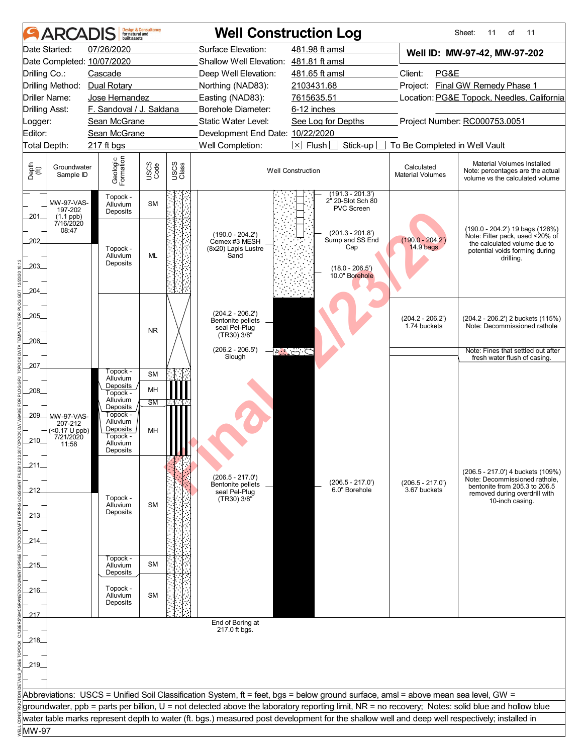# ARCADIS Design & Consultancy for natural and built assets

# Well Construction Log

Sheet: 11 of 11

| | | | | | |
|---|---|---|---|---|---|
| Date Started: | 07/26/2020 | Surface Elevation: | 481.98 ft amsl | **Well ID: MW-97-42, MW-97-202** | |
| Date Completed: | 10/07/2020 | Shallow Well Elevation: | 481.81 ft amsl | | |
| Drilling Co.: | Cascade | Deep Well Elevation: | 481.65 ft amsl | Client: | PG&E |
| Drilling Method: | Dual Rotary | Northing (NAD83): | 2103431.68 | Project: | Final GW Remedy Phase 1 |
| Driller Name: | Jose Hernandez | Easting (NAD83): | 7615635.51 | Location: | PG&E Topock, Needles, California |
| Drilling Asst: | F. Sandoval / J. Saldana | Borehole Diameter: | 6-12 inches | | |
| Logger: | Sean McGrane | Static Water Level: | See Log for Depths | Project Number: | RC000753.0051 |
| Editor: | Sean McGrane | Development End Date: | 10/22/2020 | | |
| Total Depth: | 217 ft bgs | Well Completion: | ☒ Flush ☐ Stick-up ☐ To Be Completed in Well Vault | | |

| Depth (ft) | Groundwater Sample ID | Geologic Formation | USCS Code | Well Construction | Calculated Material Volumes | Material Volumes Installed Note: percentages are the actual volume vs the calculated volume |
|---|---|---|---|---|---|---|
| 200–201 | MW-97-VAS-197-202 (1.1 ppb) 7/16/2020 08:47 | Topock - Alluvium Deposits | SM | (191.3 - 201.3') 2" 20-Slot Sch 80 PVC Screen | | |
| 201–204 | | Topock - Alluvium Deposits | ML | (190.0 - 204.2') Cemex #3 MESH (8x20) Lapis Lustre Sand; (201.3 - 201.8') Sump and SS End Cap; (18.0 - 206.5') 10.0" Borehole | (190.0 - 204.2') 14.9 bags | (190.0 - 204.2') 19 bags (128%) Note: Filter pack, used <20% of the calculated volume due to potential voids forming during drilling. |
| 204–206.2 | | | NR | (204.2 - 206.2') Bentonite pellets seal Pel-Plug (TR30) 3/8" | (204.2 - 206.2') 1.74 buckets | (204.2 - 206.2') 2 buckets (115%) Note: Decommissioned rathole |
| 206.2–206.5 | | | | (206.2 - 206.5') Slough | | Note: Fines that settled out after fresh water flush of casing. |
| 207–207.8 | MW-97-VAS-207-212 (<0.17 U ppb) 7/21/2020 11:58 | Topock - Alluvium Deposits | SM | | | |
| 207.8–208.3 | | Topock - Alluvium Deposits | MH | | | |
| 208.3–208.6 | | Topock - Alluvium Deposits | SM | | | |
| 208.6–210.6 | | Topock - Alluvium Deposits; Topock - Alluvium Deposits | MH | | | |
| 210.6–214.6 | | Topock - Alluvium Deposits | SM | (206.5 - 217.0') Bentonite pellets seal Pel-Plug (TR30) 3/8"; (206.5 - 217.0') 6.0" Borehole | (206.5 - 217.0') 3.67 buckets | (206.5 - 217.0') 4 buckets (109%) Note: Decommissioned rathole, bentonite from 205.3 to 206.5 removed during overdrill with 10-inch casing. |
| 214.6–215.3 | | Topock - Alluvium Deposits | SM | | | |
| 215.3–217 | | Topock - Alluvium Deposits | SM | | | |
| 217 | | | | End of Boring at 217.0 ft bgs. | | |

Abbreviations: USCS = Unified Soil Classification System, ft = feet, bgs = below ground surface, amsl = above mean sea level, GW = groundwater, ppb = parts per billion, U = not detected above the laboratory reporting limit, NR = no recovery; Notes: solid blue and hollow blue water table marks represent depth to water (ft. bgs.) measured post development for the shallow well and deep well respectively; installed in MW-97

Final 12/23/20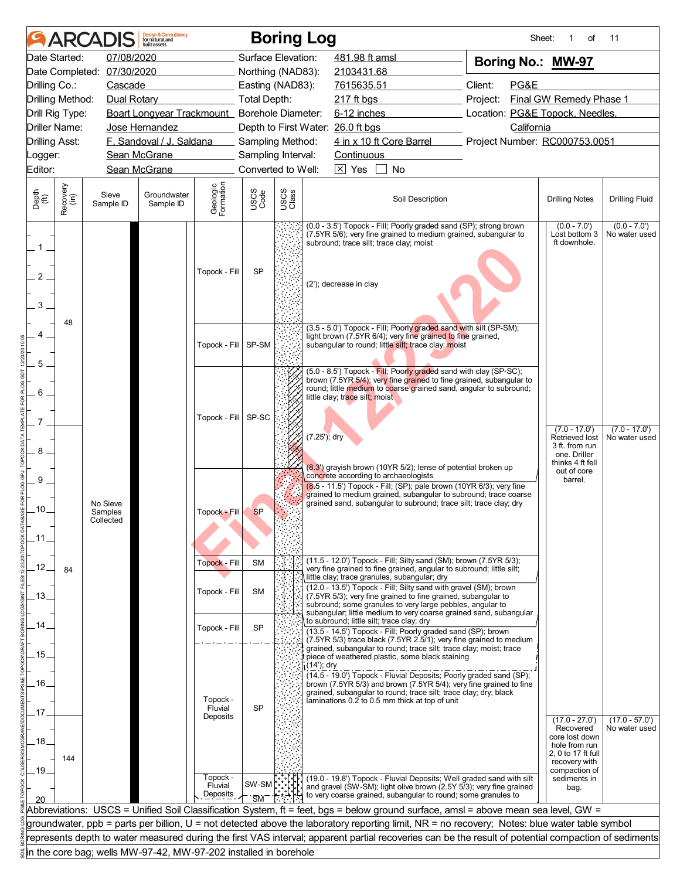# Boring Log

**Boring No.: MW-97**

| | | | |
|---|---|---|---|
| Date Started: 07/08/2020 | Surface Elevation: 481.98 ft amsl | Client: PG&E | |
| Date Completed: 07/30/2020 | Northing (NAD83): 2103431.68 | Project: Final GW Remedy Phase 1 | |
| Drilling Co.: Cascade | Easting (NAD83): 7615635.51 | Location: PG&E Topock, Needles, California | |
| Drilling Method: Dual Rotary | Total Depth: 217 ft bgs | Project Number: RC000753.0051 | |
| Drill Rig Type: Boart Longyear Trackmount | Borehole Diameter: 6-12 inches | | |
| Driller Name: Jose Hernandez | Depth to First Water: 26.0 ft bgs | | |
| Drilling Asst: F. Sandoval / J. Saldana | Sampling Method: 4 in x 10 ft Core Barrel | | |
| Logger: Sean McGrane | Sampling Interval: Continuous | | |
| Editor: Sean McGrane | Converted to Well: [X] Yes [ ] No | | |

| Depth (ft) | Recovery (in) | Sieve Sample ID | Groundwater Sample ID | Geologic Formation | USCS Code | Soil Description | Drilling Notes | Drilling Fluid |
|---|---|---|---|---|---|---|---|---|
| 0.0 - 3.5 | 48 | No Sieve Samples Collected | | Topock - Fill | SP | (0.0 - 3.5') Topock - Fill; Poorly graded sand (SP); strong brown (7.5YR 5/6); very fine grained to medium grained, subangular to subround; trace silt; trace clay; moist<br>(2'); decrease in clay | (0.0 - 7.0') Lost bottom 3 ft downhole. | (0.0 - 7.0') No water used |
| 3.5 - 5.0 | | | | Topock - Fill | SP-SM | (3.5 - 5.0') Topock - Fill; Poorly graded sand with silt (SP-SM); light brown (7.5YR 6/4); very fine grained to fine grained, subangular to round; little silt; trace clay; moist | | |
| 5.0 - 8.5 | | | | Topock - Fill | SP-SC | (5.0 - 8.5') Topock - Fill; Poorly graded sand with clay (SP-SC); brown (7.5YR 5/4); very fine grained to fine grained, subangular to round; little medium to coarse grained sand, angular to subround; little clay; trace silt; moist<br>(7.25'); dry<br>(8.3') grayish brown (10YR 5/2); lense of potential broken up concrete according to archaeologists | (7.0 - 17.0') Retrieved lost 3 ft. from run one. Driller thinks 4 ft fell out of core barrel. | (7.0 - 17.0') No water used |
| 8.5 - 11.5 | 84 | | | Topock - Fill | SP | (8.5 - 11.5') Topock - Fill; (SP); pale brown (10YR 6/3); very fine grained to medium grained, subangular to subround; trace coarse grained sand, subangular to subround; trace silt; trace clay; dry | | |
| 11.5 - 12.0 | | | | Topock - Fill | SM | (11.5 - 12.0') Topock - Fill; Silty sand (SM); brown (7.5YR 5/3); very fine grained to fine grained, angular to subround; little silt; little clay; trace granules, subangular; dry | | |
| 12.0 - 13.5 | | | | Topock - Fill | SM | (12.0 - 13.5') Topock - Fill; Silty sand with gravel (SM); brown (7.5YR 5/3); very fine grained to fine grained, subangular to subround; some granules to very large pebbles, angular to subround; little medium to very coarse grained sand, subangular to subround; little silt; trace clay; dry | | |
| 13.5 - 14.5 | | | | Topock - Fill | SP | (13.5 - 14.5') Topock - Fill; Poorly graded sand (SP); brown (7.5YR 5/3) trace black (7.5YR 2.5/1); very fine grained to medium grained, subangular to round; trace silt; trace clay; moist; trace piece of weathered plastic, some black staining<br>(14'); dry | | |
| 14.5 - 19.0 | 144 | | | Topock - Fluvial Deposits | SP | (14.5 - 19.0') Topock - Fluvial Deposits; Poorly graded sand (SP); brown (7.5YR 5/3) and brown (7.5YR 5/4); very fine grained to fine grained, subangular to round; trace silt; trace clay; dry; black laminations 0.2 to 0.5 mm thick at top of unit | (17.0 - 27.0') Recovered core lost down hole from run 2, 0 to 17 ft full recovery with compaction of sediments in bag. | (17.0 - 57.0') No water used |
| 19.0 - 19.8 | | | | Topock - Fluvial Deposits | SW-SM | (19.0 - 19.8') Topock - Fluvial Deposits; Well graded sand with silt and gravel (SW-SM); light olive brown (2.5Y 5/3); very fine grained to very coarse grained, subangular to round; some granules to | | |
| 19.8 - 20 | | | | | SM | | | |

Abbreviations: USCS = Unified Soil Classification System, ft = feet, bgs = below ground surface, amsl = above mean sea level, GW = groundwater, ppb = parts per billion, U = not detected above the laboratory reporting limit, NR = no recovery; Notes: blue water table symbol represents depth to water measured during the first VAS interval; apparent partial recoveries can be the result of potential compaction of sediments in the core bag; wells MW-97-42, MW-97-202 installed in borehole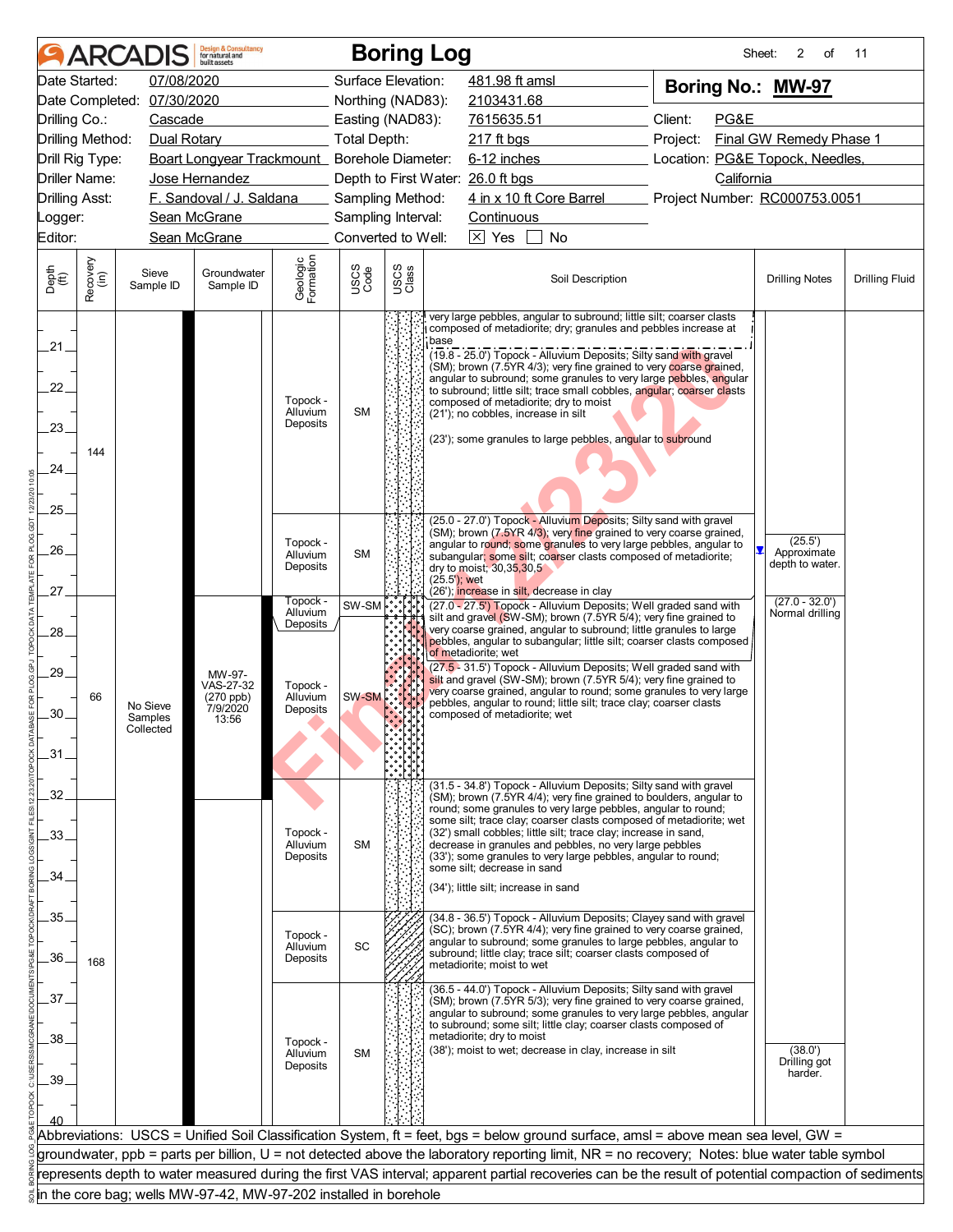# Boring Log

Sheet: 2 of 11

**Boring No.: MW-97**

| | | | |
|---|---|---|---|
| Date Started: | 07/08/2020 | Surface Elevation: | 481.98 ft amsl |
| Date Completed: | 07/30/2020 | Northing (NAD83): | 2103431.68 |
| Drilling Co.: | Cascade | Easting (NAD83): | 7615635.51 |
| Drilling Method: | Dual Rotary | Total Depth: | 217 ft bgs |
| Drill Rig Type: | Boart Longyear Trackmount | Borehole Diameter: | 6-12 inches |
| Driller Name: | Jose Hernandez | Depth to First Water: | 26.0 ft bgs |
| Drilling Asst: | F. Sandoval / J. Saldana | Sampling Method: | 4 in x 10 ft Core Barrel |
| Logger: | Sean McGrane | Sampling Interval: | Continuous |
| Editor: | Sean McGrane | Converted to Well: | [X] Yes [ ] No |

Client: PG&E
Project: Final GW Remedy Phase 1
Location: PG&E Topock, Needles, California
Project Number: RC000753.0051

| Depth (ft) | Recovery (in) | Sieve Sample ID | Groundwater Sample ID | Geologic Formation | USCS Code | Soil Description | Drilling Notes | Drilling Fluid |
|---|---|---|---|---|---|---|---|---|
| 20–21 | | | | | | very large pebbles, angular to subround; little silt; coarser clasts composed of metadiorite; dry; granules and pebbles increase at base | | |
| 19.8–25.0 | 144 | | | Topock - Alluvium Deposits | SM | (19.8 - 25.0') Topock - Alluvium Deposits; Silty sand with gravel (SM); brown (7.5YR 4/3); very fine grained to very coarse grained, angular to subround; some granules to very large pebbles, angular to subround; little silt; trace small cobbles, angular; coarser clasts composed of metadiorite; dry to moist<br>(21'); no cobbles, increase in silt<br>(23'); some granules to large pebbles, angular to subround | | |
| 25.0–27.0 | | | | Topock - Alluvium Deposits | SM | (25.0 - 27.0') Topock - Alluvium Deposits; Silty sand with gravel (SM); brown (7.5YR 4/3); very fine grained to very coarse grained, angular to round; some granules to very large pebbles, angular to subangular; some silt; coarser clasts composed of metadiorite; dry to moist; 30,35,30,5<br>(25.5'); wet<br>(26'); increase in silt, decrease in clay | (25.5') Approximate depth to water. | |
| 27.0–27.5 | 66 | No Sieve Samples Collected | | Topock - Alluvium Deposits | SW-SM | (27.0 - 27.5') Topock - Alluvium Deposits; Well graded sand with silt and gravel (SW-SM); brown (7.5YR 5/4); very fine grained to very coarse grained, angular to subround; little granules to large pebbles, angular to subangular; little silt; coarser clasts composed of metadiorite; wet | (27.0 - 32.0') Normal drilling | |
| 27.5–31.5 | | | MW-97-VAS-27-32 (270 ppb) 7/9/2020 13:56 | Topock - Alluvium Deposits | SW-SM | (27.5 - 31.5') Topock - Alluvium Deposits; Well graded sand with silt and gravel (SW-SM); brown (7.5YR 5/4); very fine grained to very coarse grained, angular to round; some granules to very large pebbles, angular to round; little silt; trace clay; coarser clasts composed of metadiorite; wet | | |
| 31.5–34.8 | | | | Topock - Alluvium Deposits | SM | (31.5 - 34.8') Topock - Alluvium Deposits; Silty sand with gravel (SM); brown (7.5YR 4/4); very fine grained to boulders, angular to round; some granules to very large pebbles, angular to round; some silt; trace clay; coarser clasts composed of metadiorite; wet<br>(32') small cobbles; little silt; trace clay; increase in sand, decrease in granules and pebbles, no very large pebbles<br>(33'); some granules to very large pebbles, angular to round; some silt; decrease in sand<br>(34'); little silt; increase in sand | | |
| 34.8–36.5 | 168 | | | Topock - Alluvium Deposits | SC | (34.8 - 36.5') Topock - Alluvium Deposits; Clayey sand with gravel (SC); brown (7.5YR 4/4); very fine grained to very coarse grained, angular to subround; some granules to large pebbles, angular to subround; little clay; trace silt; coarser clasts composed of metadiorite; moist to wet | | |
| 36.5–44.0 | | | | Topock - Alluvium Deposits | SM | (36.5 - 44.0') Topock - Alluvium Deposits; Silty sand with gravel (SM); brown (7.5YR 5/3); very fine grained to very coarse grained, angular to subround; some granules to very large pebbles, angular to subround; some silt; little clay; coarser clasts composed of metadiorite; dry to moist<br>(38'); moist to wet; decrease in clay, increase in silt | (38.0') Drilling got harder. | |

Abbreviations: USCS = Unified Soil Classification System, ft = feet, bgs = below ground surface, amsl = above mean sea level, GW = groundwater, ppb = parts per billion, U = not detected above the laboratory reporting limit, NR = no recovery; Notes: blue water table symbol represents depth to water measured during the first VAS interval; apparent partial recoveries can be the result of potential compaction of sediments in the core bag; wells MW-97-42, MW-97-202 installed in borehole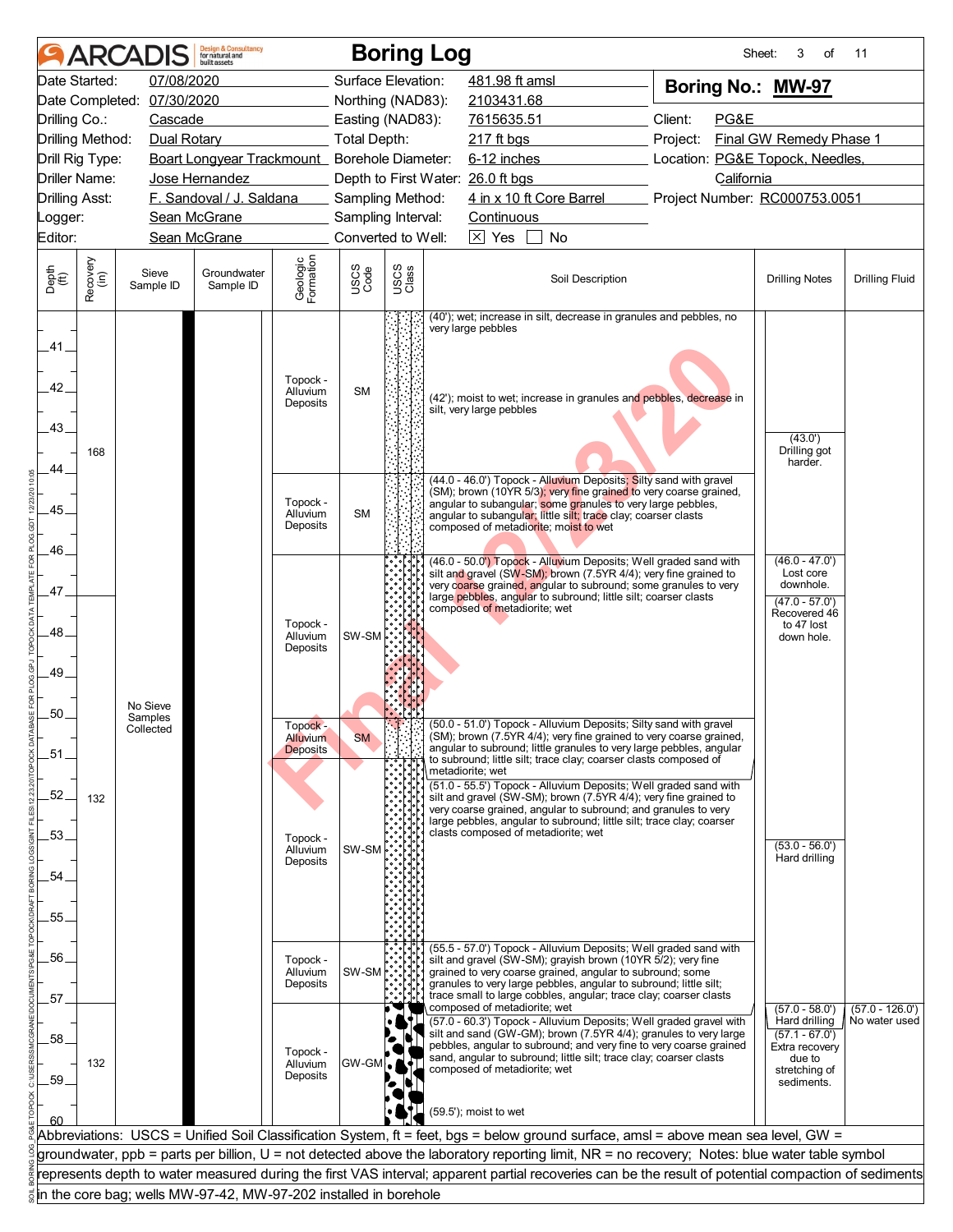# ARCADIS Boring Log

Sheet: 3 of 11

| | | | |
|---|---|---|---|
| Date Started: 07/08/2020 | Surface Elevation: 481.98 ft amsl | **Boring No.: MW-97** | |
| Date Completed: 07/30/2020 | Northing (NAD83): 2103431.68 | | |
| Drilling Co.: Cascade | Easting (NAD83): 7615635.51 | Client: PG&E | |
| Drilling Method: Dual Rotary | Total Depth: 217 ft bgs | Project: Final GW Remedy Phase 1 | |
| Drill Rig Type: Boart Longyear Trackmount | Borehole Diameter: 6-12 inches | Location: PG&E Topock, Needles, California | |
| Driller Name: Jose Hernandez | Depth to First Water: 26.0 ft bgs | | |
| Drilling Asst: F. Sandoval / J. Saldana | Sampling Method: 4 in x 10 ft Core Barrel | Project Number: RC000753.0051 | |
| Logger: Sean McGrane | Sampling Interval: Continuous | | |
| Editor: Sean McGrane | Converted to Well: [X] Yes [ ] No | | |

| Depth (ft) | Recovery (in) | Sieve Sample ID | Groundwater Sample ID | Geologic Formation | USCS Code | Soil Description | Drilling Notes | Drilling Fluid |
|---|---|---|---|---|---|---|---|---|
| 40–44 | 168 | No Sieve Samples Collected | | Topock - Alluvium Deposits | SM | (40'); wet; increase in silt, decrease in granules and pebbles, no very large pebbles<br>(42'); moist to wet; increase in granules and pebbles, decrease in silt, very large pebbles | (43.0') Drilling got harder. | |
| 44–46 | | | | Topock - Alluvium Deposits | SM | (44.0 - 46.0') Topock - Alluvium Deposits; Silty sand with gravel (SM); brown (10YR 5/3); very fine grained to very coarse grained, angular to subangular; some granules to very large pebbles, angular to subangular; little silt; trace clay; coarser clasts composed of metadiorite; moist to wet | | |
| 46–50 | | | | Topock - Alluvium Deposits | SW-SM | (46.0 - 50.0') Topock - Alluvium Deposits; Well graded sand with silt and gravel (SW-SM); brown (7.5YR 4/4); very fine grained to very coarse grained, angular to subround; some granules to very large pebbles, angular to subround; little silt; coarser clasts composed of metadiorite; wet | (46.0 - 47.0') Lost core downhole.<br>(47.0 - 57.0') Recovered 46 to 47 lost down hole. | |
| 50–51 | 132 | | | Topock - Alluvium Deposits | SM | (50.0 - 51.0') Topock - Alluvium Deposits; Silty sand with gravel (SM); brown (7.5YR 4/4); very fine grained to very coarse grained, angular to subround; little granules to very large pebbles, angular to subround; little silt; trace clay; coarser clasts composed of metadiorite; wet | | |
| 51–55.5 | | | | Topock - Alluvium Deposits | SW-SM | (51.0 - 55.5') Topock - Alluvium Deposits; Well graded sand with silt and gravel (SW-SM); brown (7.5YR 4/4); very fine grained to very coarse grained, angular to subround; and granules to very large pebbles, angular to subround; little silt; trace clay; coarser clasts composed of metadiorite; wet | (53.0 - 56.0') Hard drilling | |
| 55.5–57 | | | | Topock - Alluvium Deposits | SW-SM | (55.5 - 57.0') Topock - Alluvium Deposits; Well graded sand with silt and gravel (SW-SM); grayish brown (10YR 5/2); very fine grained to very coarse grained, angular to subround; some granules to very large pebbles, angular to subround; little silt; trace small to large cobbles, angular; trace clay; coarser clasts composed of metadiorite; wet | | |
| 57–60 | 132 | | | Topock - Alluvium Deposits | GW-GM | (57.0 - 60.3') Topock - Alluvium Deposits; Well graded gravel with silt and sand (GW-GM); brown (7.5YR 4/4); granules to very large pebbles, angular to subround; and very fine to very coarse grained sand, angular to subround; little silt; trace clay; coarser clasts composed of metadiorite; wet<br>(59.5'); moist to wet | (57.0 - 58.0') Hard drilling<br>(57.1 - 67.0') Extra recovery due to stretching of sediments. | (57.0 - 126.0') No water used |

Abbreviations: USCS = Unified Soil Classification System, ft = feet, bgs = below ground surface, amsl = above mean sea level, GW = groundwater, ppb = parts per billion, U = not detected above the laboratory reporting limit, NR = no recovery; Notes: blue water table symbol represents depth to water measured during the first VAS interval; apparent partial recoveries can be the result of potential compaction of sediments in the core bag; wells MW-97-42, MW-97-202 installed in borehole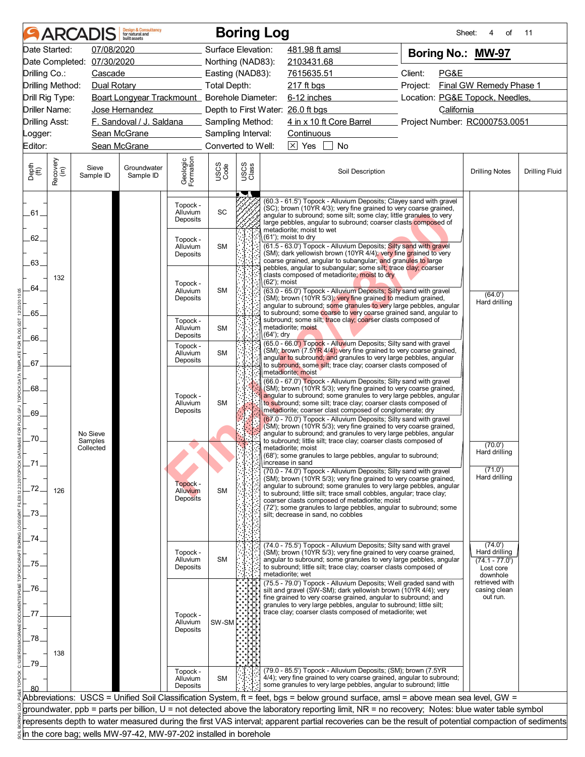# ARCADIS Boring Log

Sheet: 4 of 11

| | | | | | |
|---|---|---|---|---|---|
| Date Started: | 07/08/2020 | Surface Elevation: | 481.98 ft amsl | **Boring No.:** | **MW-97** |
| Date Completed: | 07/30/2020 | Northing (NAD83): | 2103431.68 | | |
| Drilling Co.: | Cascade | Easting (NAD83): | 7615635.51 | Client: | PG&E |
| Drilling Method: | Dual Rotary | Total Depth: | 217 ft bgs | Project: | Final GW Remedy Phase 1 |
| Drill Rig Type: | Boart Longyear Trackmount | Borehole Diameter: | 6-12 inches | Location: | PG&E Topock, Needles, California |
| Driller Name: | Jose Hernandez | Depth to First Water: | 26.0 ft bgs | | |
| Drilling Asst: | F. Sandoval / J. Saldana | Sampling Method: | 4 in x 10 ft Core Barrel | Project Number: | RC000753.0051 |
| Logger: | Sean McGrane | Sampling Interval: | Continuous | | |
| Editor: | Sean McGrane | Converted to Well: | ☒ Yes ☐ No | | |

| Depth (ft) | Recovery (in) | Sieve Sample ID | Groundwater Sample ID | Geologic Formation | USCS Code | Soil Description | Drilling Notes |
|---|---|---|---|---|---|---|---|
| 60.3–61.5 | 132 | No Sieve Samples Collected | | Topock - Alluvium Deposits | SC | (60.3 - 61.5') Topock - Alluvium Deposits; Clayey sand with gravel (SC); brown (10YR 4/3); very fine grained to very coarse grained, angular to subround; some silt; some clay; little granules to very large pebbles, angular to subround; coarser clasts composed of metadiorite; moist to wet (61'); moist to dry | |
| 61.5–63.0 | | | | Topock - Alluvium Deposits | SM | (61.5 - 63.0') Topock - Alluvium Deposits; Silty sand with gravel (SM); dark yellowish brown (10YR 4/4); very fine grained to very coarse grained, angular to subangular; and granules to large pebbles, angular to subangular; some silt; trace clay; coarser clasts composed of metadiorite; moist to dry (62'); moist | |
| 63.0–65.0 | | | | Topock - Alluvium Deposits | SM | (63.0 - 65.0') Topock - Alluvium Deposits; Silty sand with gravel (SM); brown (10YR 5/3); very fine grained to medium grained, angular to subround; some granules to very large pebbles, angular to subround; some coarse to very coarse grained sand, angular to subround; some silt; trace clay; coarser clasts composed of metadiorite; moist (64'); dry | (64.0') Hard drilling |
| 65.0–66.0 | | | | Topock - Alluvium Deposits | SM | (65.0 - 66.0') Topock - Alluvium Deposits; Silty sand with gravel (SM); brown (7.5YR 4/4); very fine grained to very coarse grained, angular to subround; and granules to very large pebbles, angular to subround; some silt; trace clay; coarser clasts composed of metadiorite; moist | |
| 66.0–67.0 | | | | Topock - Alluvium Deposits | SM | (66.0 - 67.0') Topock - Alluvium Deposits; Silty sand with gravel (SM); brown (10YR 5/3); very fine grained to very coarse grained, angular to subround; some granules to very large pebbles, angular to subround; some silt; trace clay; coarser clasts composed of metadiorite; coarser clast composed of conglomerate; dry | |
| 67.0–70.0 | 126 | | | Topock - Alluvium Deposits | SM | (67.0 - 70.0') Topock - Alluvium Deposits; Silty sand with gravel (SM); brown (10YR 5/3); very fine grained to very coarse grained, angular to subround; and granules to very large pebbles, angular to subround; little silt; trace clay; coarser clasts composed of metadiorite; moist (68'); some granules to large pebbles, angular to subround; increase in sand | (70.0') Hard drilling |
| 70.0–74.0 | | | | Topock - Alluvium Deposits | SM | (70.0 - 74.0') Topock - Alluvium Deposits; Silty sand with gravel (SM); brown (10YR 5/3); very fine grained to very coarse grained, angular to subround; some granules to very large pebbles, angular to subround; little silt; trace small cobbles, angular; trace clay; coarser clasts composed of metadiorite; moist (72'); some granules to large pebbles, angular to subround; some silt; decrease in sand, no cobbles | (71.0') Hard drilling |
| 74.0–75.5 | | | | Topock - Alluvium Deposits | SM | (74.0 - 75.5') Topock - Alluvium Deposits; Silty sand with gravel (SM); brown (10YR 5/3); very fine grained to very coarse grained, angular to subround; some granules to very large pebbles, angular to subround; little silt; trace clay; coarser clasts composed of metadiorite; wet | (74.0') Hard drilling (74.1 - 77.0') Lost core downhole retrieved with casing clean out run. |
| 75.5–79.0 | 138 | | | Topock - Alluvium Deposits | SW-SM | (75.5 - 79.0') Topock - Alluvium Deposits; Well graded sand with silt and gravel (SW-SM); dark yellowish brown (10YR 4/4); very fine grained to very coarse grained, angular to subround; and granules to very large pebbles, angular to subround; little silt; trace clay; coarser clasts composed of metadiorite; wet | |
| 79.0– | | | | Topock - Alluvium Deposits | SM | (79.0 - 85.5') Topock - Alluvium Deposits; (SM); brown (7.5YR 4/4); very fine grained to very coarse grained, angular to subround; some granules to very large pebbles, angular to subround; little | |

Abbreviations: USCS = Unified Soil Classification System, ft = feet, bgs = below ground surface, amsl = above mean sea level, GW = groundwater, ppb = parts per billion, U = not detected above the laboratory reporting limit, NR = no recovery; Notes: blue water table symbol represents depth to water measured during the first VAS interval; apparent partial recoveries can be the result of potential compaction of sediments in the core bag; wells MW-97-42, MW-97-202 installed in borehole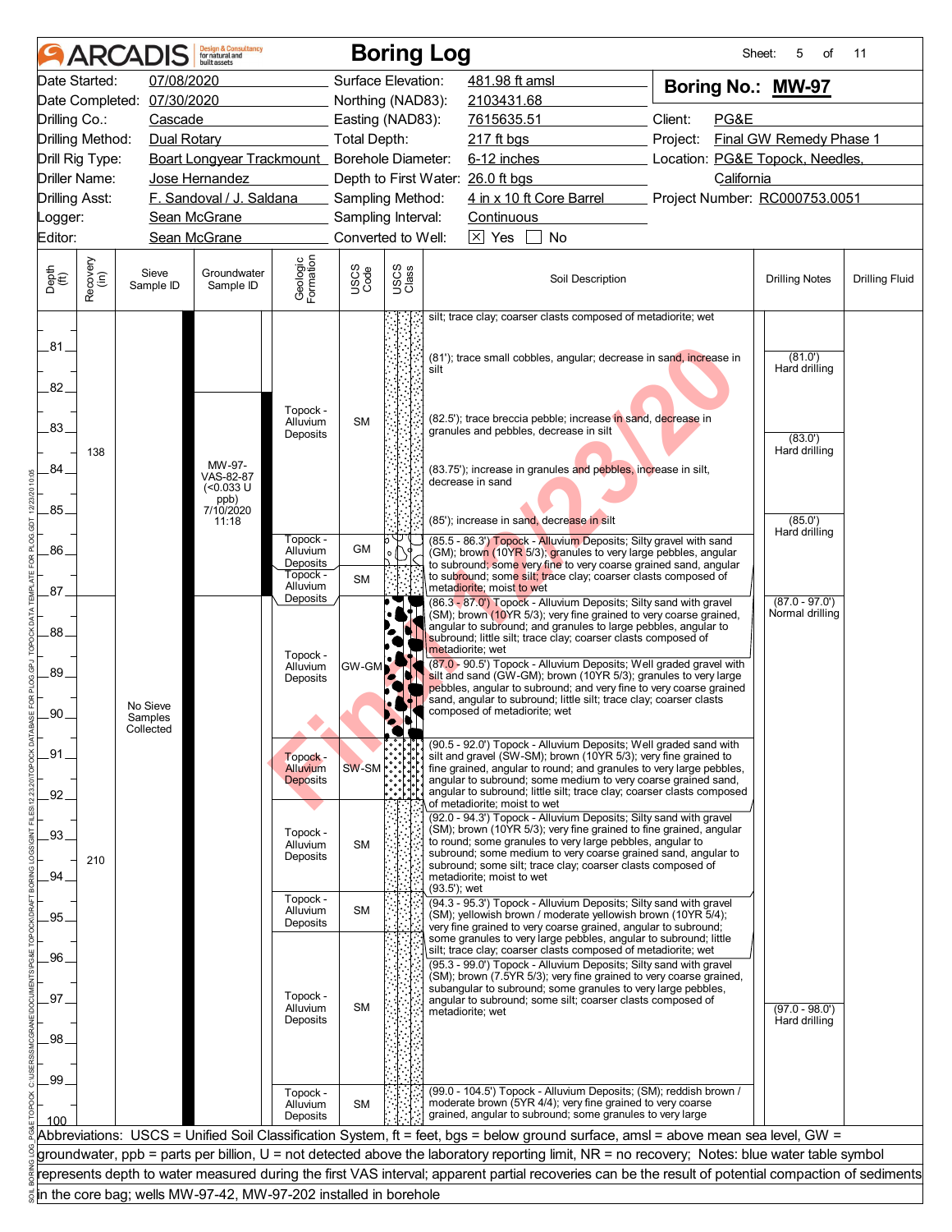# Boring Log

**Boring No.: MW-97**

| | | | |
|---|---|---|---|
| Date Started: | 07/08/2020 | Surface Elevation: | 481.98 ft amsl |
| Date Completed: | 07/30/2020 | Northing (NAD83): | 2103431.68 |
| Drilling Co.: | Cascade | Easting (NAD83): | 7615635.51 |
| Drilling Method: | Dual Rotary | Total Depth: | 217 ft bgs |
| Drill Rig Type: | Boart Longyear Trackmount | Borehole Diameter: | 6-12 inches |
| Driller Name: | Jose Hernandez | Depth to First Water: | 26.0 ft bgs |
| Drilling Asst: | F. Sandoval / J. Saldana | Sampling Method: | 4 in x 10 ft Core Barrel |
| Logger: | Sean McGrane | Sampling Interval: | Continuous |
| Editor: | Sean McGrane | Converted to Well: | [X] Yes [ ] No |

Client: PG&E
Project: Final GW Remedy Phase 1
Location: PG&E Topock, Needles, California
Project Number: RC000753.0051

| Depth (ft) | Recovery (in) | Sieve Sample ID | Groundwater Sample ID | Geologic Formation | USCS Code | Soil Description | Drilling Notes | Drilling Fluid |
|---|---|---|---|---|---|---|---|---|
| 80–85.5 | 138 | No Sieve Samples Collected | MW-97-VAS-82-87 (<0.033 U ppb) 7/10/2020 11:18 | Topock - Alluvium Deposits | SM | silt; trace clay; coarser clasts composed of metadiorite; wet<br>(81'); trace small cobbles, angular; decrease in sand, increase in silt<br>(82.5'); trace breccia pebble; increase in sand, decrease in granules and pebbles, decrease in silt<br>(83.75'); increase in granules and pebbles, increase in silt, decrease in sand<br>(85'); increase in sand, decrease in silt | (81.0') Hard drilling<br>(83.0') Hard drilling<br>(85.0') Hard drilling | |
| 85.5–86.3 | | | | Topock - Alluvium Deposits | GM | (85.5 - 86.3') Topock - Alluvium Deposits; Silty gravel with sand (GM); brown (10YR 5/3); granules to very large pebbles, angular to subround; some very fine to very coarse grained sand, angular to subround; some silt; trace clay; coarser clasts composed of metadiorite; moist to wet | | |
| 86.3–87.0 | | | | Topock - Alluvium Deposits | SM | (86.3 - 87.0') Topock - Alluvium Deposits; Silty sand with gravel (SM); brown (10YR 5/3); very fine grained to very coarse grained, angular to subround; and granules to large pebbles, angular to subround; little silt; trace clay; coarser clasts composed of metadiorite; wet | | |
| 87.0–90.5 | 210 | | | Topock - Alluvium Deposits | GW-GM | (87.0 - 90.5') Topock - Alluvium Deposits; Well graded gravel with silt and sand (GW-GM); brown (10YR 5/3); granules to very large pebbles, angular to subround; and very fine to very coarse grained sand, angular to subround; little silt; trace clay; coarser clasts composed of metadiorite; wet | (87.0 - 97.0') Normal drilling | |
| 90.5–92.0 | | | | Topock - Alluvium Deposits | SW-SM | (90.5 - 92.0') Topock - Alluvium Deposits; Well graded sand with silt and gravel (SW-SM); brown (10YR 5/3); very fine grained to fine grained, angular to round; and granules to very large pebbles, angular to subround; some medium to very coarse grained sand, angular to subround; little silt; trace clay; coarser clasts composed of metadiorite; moist to wet | | |
| 92.0–94.3 | | | | Topock - Alluvium Deposits | SM | (92.0 - 94.3') Topock - Alluvium Deposits; Silty sand with gravel (SM); brown (10YR 5/3); very fine grained to fine grained, angular to round; some granules to very large pebbles, angular to subround; some medium to very coarse grained sand, angular to subround; some silt; trace clay; coarser clasts composed of metadiorite; moist to wet<br>(93.5'); wet | | |
| 94.3–95.3 | | | | Topock - Alluvium Deposits | SM | (94.3 - 95.3') Topock - Alluvium Deposits; Silty sand with gravel (SM); yellowish brown / moderate yellowish brown (10YR 5/4); very fine grained to very coarse grained, angular to subround; some granules to very large pebbles, angular to subround; little silt; trace clay; coarser clasts composed of metadiorite; wet | | |
| 95.3–99.0 | | | | Topock - Alluvium Deposits | SM | (95.3 - 99.0') Topock - Alluvium Deposits; Silty sand with gravel (SM); brown (7.5YR 5/3); very fine grained to very coarse grained, subangular to subround; some granules to very large pebbles, angular to subround; some silt; coarser clasts composed of metadiorite; wet | (97.0 - 98.0') Hard drilling | |
| 99.0–100 | | | | Topock - Alluvium Deposits | SM | (99.0 - 104.5') Topock - Alluvium Deposits; (SM); reddish brown / moderate brown (5YR 4/4); very fine grained to very coarse grained, angular to subround; some granules to very large | | |

Abbreviations: USCS = Unified Soil Classification System, ft = feet, bgs = below ground surface, amsl = above mean sea level, GW = groundwater, ppb = parts per billion, U = not detected above the laboratory reporting limit, NR = no recovery; Notes: blue water table symbol represents depth to water measured during the first VAS interval; apparent partial recoveries can be the result of potential compaction of sediments in the core bag; wells MW-97-42, MW-97-202 installed in borehole

Final 12/23/20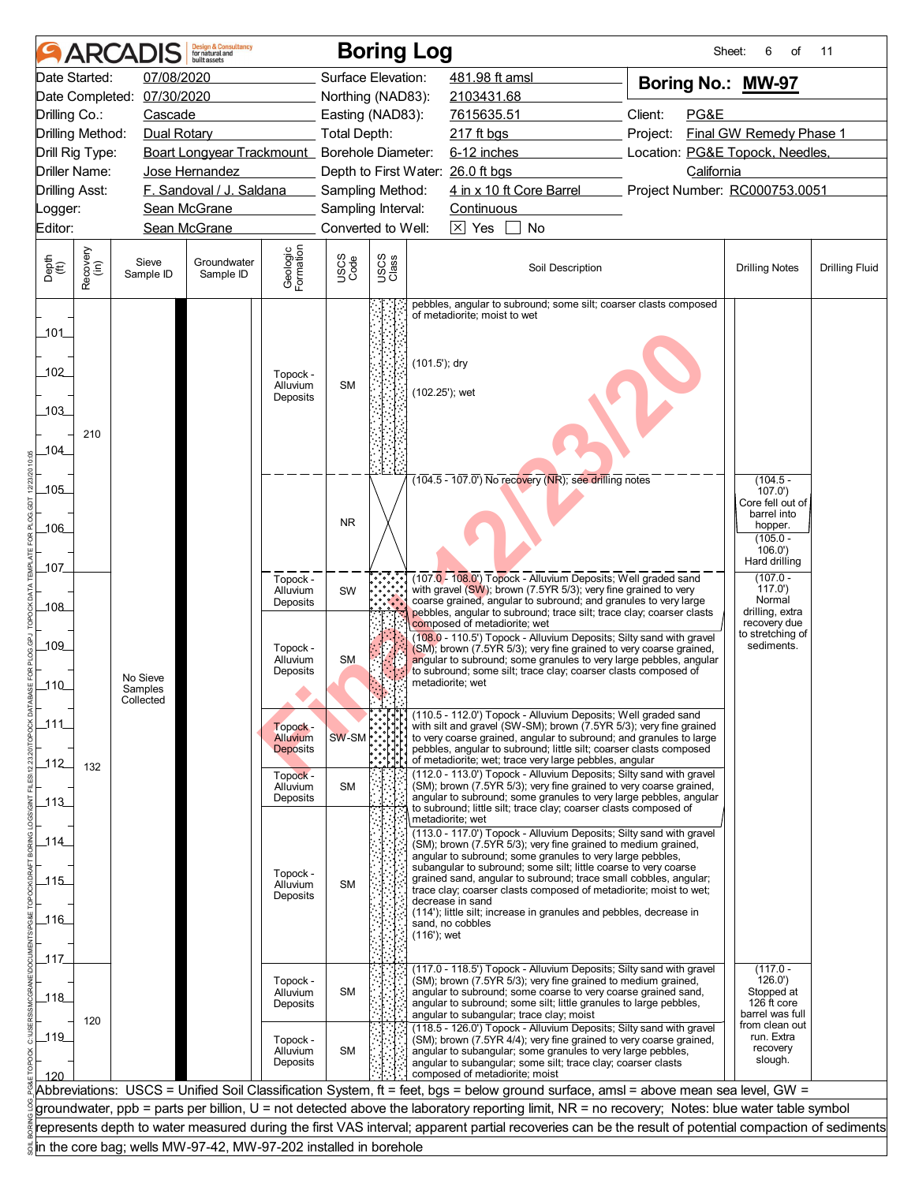# ARCADIS — Boring Log

| | | | | | |
|---|---|---|---|---|---|
| Date Started: | 07/08/2020 | Surface Elevation: | 481.98 ft amsl | **Boring No.: MW-97** | |
| Date Completed: | 07/30/2020 | Northing (NAD83): | 2103431.68 | | |
| Drilling Co.: | Cascade | Easting (NAD83): | 7615635.51 | Client: | PG&E |
| Drilling Method: | Dual Rotary | Total Depth: | 217 ft bgs | Project: | Final GW Remedy Phase 1 |
| Drill Rig Type: | Boart Longyear Trackmount | Borehole Diameter: | 6-12 inches | Location: | PG&E Topock, Needles, California |
| Driller Name: | Jose Hernandez | Depth to First Water: | 26.0 ft bgs | | |
| Drilling Asst: | F. Sandoval / J. Saldana | Sampling Method: | 4 in x 10 ft Core Barrel | Project Number: | RC000753.0051 |
| Logger: | Sean McGrane | Sampling Interval: | Continuous | | |
| Editor: | Sean McGrane | Converted to Well: | [X] Yes [ ] No | | |

| Depth (ft) | Recovery (in) | Sieve Sample ID | Groundwater Sample ID | Geologic Formation | USCS Code | Soil Description | Drilling Notes | Drilling Fluid |
|---|---|---|---|---|---|---|---|---|
| 100–104.5 | 210 | No Sieve Samples Collected | | Topock - Alluvium Deposits | SM | pebbles, angular to subround; some silt; coarser clasts composed of metadiorite; moist to wet<br>(101.5'); dry<br>(102.25'); wet | | |
| 104.5–107.0 | | | | | NR | (104.5 - 107.0') No recovery (NR); see drilling notes | (104.5 - 107.0') Core fell out of barrel into hopper.<br>(105.0 - 106.0') Hard drilling | |
| 107.0–108.0 | 132 | | | Topock - Alluvium Deposits | SW | (107.0 - 108.0') Topock - Alluvium Deposits; Well graded sand with gravel (SW); brown (7.5YR 5/3); very fine grained to very coarse grained, angular to subround; and granules to very large pebbles, angular to subround; trace silt; trace clay; coarser clasts composed of metadiorite; wet | (107.0 - 117.0') Normal drilling, extra recovery due to stretching of sediments. | |
| 108.0–110.5 | | | | Topock - Alluvium Deposits | SM | (108.0 - 110.5') Topock - Alluvium Deposits; Silty sand with gravel (SM); brown (7.5YR 5/3); very fine grained to very coarse grained, angular to subround; some granules to very large pebbles, angular to subround; some silt; trace clay; coarser clasts composed of metadiorite; wet | | |
| 110.5–112.0 | | | | Topock - Alluvium Deposits | SW-SM | (110.5 - 112.0') Topock - Alluvium Deposits; Well graded sand with silt and gravel (SW-SM); brown (7.5YR 5/3); very fine grained to very coarse grained, angular to subround; and granules to large pebbles, angular to subround; little silt; coarser clasts composed of metadiorite; wet; trace very large pebbles, angular | | |
| 112.0–113.0 | | | | Topock - Alluvium Deposits | SM | (112.0 - 113.0') Topock - Alluvium Deposits; Silty sand with gravel (SM); brown (7.5YR 5/3); very fine grained to very coarse grained, angular to subround; some granules to very large pebbles, angular to subround; little silt; trace clay; coarser clasts composed of metadiorite; wet | | |
| 113.0–117.0 | | | | Topock - Alluvium Deposits | SM | (113.0 - 117.0') Topock - Alluvium Deposits; Silty sand with gravel (SM); brown (7.5YR 5/3); very fine grained to medium grained, angular to subround; some granules to very large pebbles, subangular to subround; some silt; little coarse to very coarse grained sand, angular to subround; trace small cobbles, angular; trace clay; coarser clasts composed of metadiorite; moist to wet; decrease in sand<br>(114'); little silt; increase in granules and pebbles, decrease in sand, no cobbles<br>(116'); wet | | |
| 117.0–118.5 | 120 | | | Topock - Alluvium Deposits | SM | (117.0 - 118.5') Topock - Alluvium Deposits; Silty sand with gravel (SM); brown (7.5YR 5/3); very fine grained to medium grained, angular to subround; some coarse to very coarse grained sand, angular to subround; some silt; little granules to large pebbles, angular to subangular; trace clay; moist | (117.0 - 126.0') Stopped at 126 ft core barrel was full from clean out run. Extra recovery slough. | |
| 118.5–120 | | | | Topock - Alluvium Deposits | SM | (118.5 - 126.0') Topock - Alluvium Deposits; Silty sand with gravel (SM); brown (7.5YR 4/4); very fine grained to very coarse grained, angular to subangular; some granules to very large pebbles, angular to subangular; some silt; trace clay; coarser clasts composed of metadiorite; moist | | |

Abbreviations: USCS = Unified Soil Classification System, ft = feet, bgs = below ground surface, amsl = above mean sea level, GW = groundwater, ppb = parts per billion, U = not detected above the laboratory reporting limit, NR = no recovery; Notes: blue water table symbol represents depth to water measured during the first VAS interval; apparent partial recoveries can be the result of potential compaction of sediments in the core bag; wells MW-97-42, MW-97-202 installed in borehole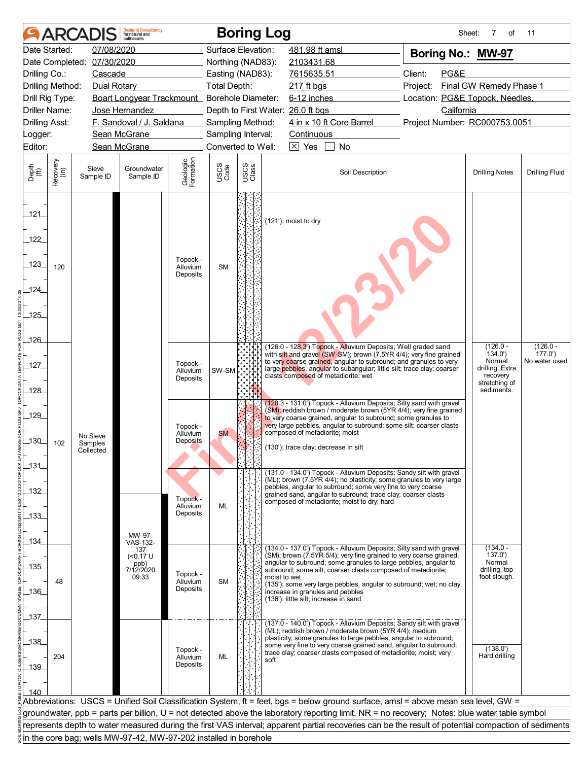# Boring Log

**ARCADIS** Design & Consultancy for natural and built assets

| | | | | | |
|---|---|---|---|---|---|
| Date Started: | 07/08/2020 | Surface Elevation: | 481.98 ft amsl | **Boring No.: MW-97** | |
| Date Completed: | 07/30/2020 | Northing (NAD83): | 2103431.68 | | |
| Drilling Co.: | Cascade | Easting (NAD83): | 7615635.51 | Client: | PG&E |
| Drilling Method: | Dual Rotary | Total Depth: | 217 ft bgs | Project: | Final GW Remedy Phase 1 |
| Drill Rig Type: | Boart Longyear Trackmount | Borehole Diameter: | 6-12 inches | Location: | PG&E Topock, Needles, California |
| Driller Name: | Jose Hernandez | Depth to First Water: | 26.0 ft bgs | | |
| Drilling Asst: | F. Sandoval / J. Saldana | Sampling Method: | 4 in x 10 ft Core Barrel | Project Number: | RC000753.0051 |
| Logger: | Sean McGrane | Sampling Interval: | Continuous | | |
| Editor: | Sean McGrane | Converted to Well: | ☒ Yes ☐ No | | |

| Depth (ft) | Recovery (in) | Sieve Sample ID | Groundwater Sample ID | Geologic Formation | USCS Code | Soil Description | Drilling Notes | Drilling Fluid |
|---|---|---|---|---|---|---|---|---|
| 121–126 | 120 | | | Topock - Alluvium Deposits | SM | (121'); moist to dry | | |
| 126.0–128.3 | | | | Topock - Alluvium Deposits | SW-SM | (126.0 - 128.3') Topock - Alluvium Deposits; Well graded sand with silt and gravel (SW-SM); brown (7.5YR 4/4); very fine grained to very coarse grained, angular to subround; and granules to very large pebbles, angular to subangular; little silt; trace clay; coarser clasts composed of metadiorite; wet | (126.0 - 134.0') Normal drilling. Extra recovery stretching of sediments. | (126.0 - 177.0') No water used |
| 128.3–131.0 | 102 | No Sieve Samples Collected | | Topock - Alluvium Deposits | SM | (128.3 - 131.0') Topock - Alluvium Deposits; Silty sand with gravel (SM); reddish brown / moderate brown (5YR 4/4); very fine grained to very coarse grained, angular to subround; some granules to very large pebbles, angular to subround; some silt; coarser clasts composed of metadiorite; moist<br>(130'); trace clay; decrease in silt | | |
| 131.0–134.0 | | | | Topock - Alluvium Deposits | ML | (131.0 - 134.0') Topock - Alluvium Deposits; Sandy silt with gravel (ML); brown (7.5YR 4/4); no plasticity; some granules to very large pebbles, angular to subround; some very fine to very coarse grained sand, angular to subround; trace clay; coarser clasts composed of metadiorite; moist to dry; hard | | |
| 134.0–137.0 | 48 | | MW-97-VAS-132-137 (<0.17 U ppb) 7/12/2020 09:33 | Topock - Alluvium Deposits | SM | (134.0 - 137.0') Topock - Alluvium Deposits; Silty sand with gravel (SM); brown (7.5YR 5/4); very fine grained to very coarse grained, angular to subround; some granules to large pebbles, angular to subround; some silt; coarser clasts composed of metadiorite; moist to wet<br>(135'); some very large pebbles, angular to subround; wet; no clay, increase in granules and pebbles<br>(136'); little silt; increase in sand | (134.0 - 137.0') Normal drilling, top foot slough. | |
| 137.0–140.0 | 204 | | | Topock - Alluvium Deposits | ML | (137.0 - 140.0') Topock - Alluvium Deposits; Sandy silt with gravel (ML); reddish brown / moderate brown (5YR 4/4); medium plasticity; some granules to large pebbles, angular to subround; some very fine to very coarse grained sand, angular to subround; trace clay; coarser clasts composed of metadiorite; moist; very soft | (138.0') Hard drilling | |

Abbreviations: USCS = Unified Soil Classification System, ft = feet, bgs = below ground surface, amsl = above mean sea level, GW = groundwater, ppb = parts per billion, U = not detected above the laboratory reporting limit, NR = no recovery; Notes: blue water table symbol represents depth to water measured during the first VAS interval; apparent partial recoveries can be the result of potential compaction of sediments in the core bag; wells MW-97-42, MW-97-202 installed in borehole

Final 12/23/20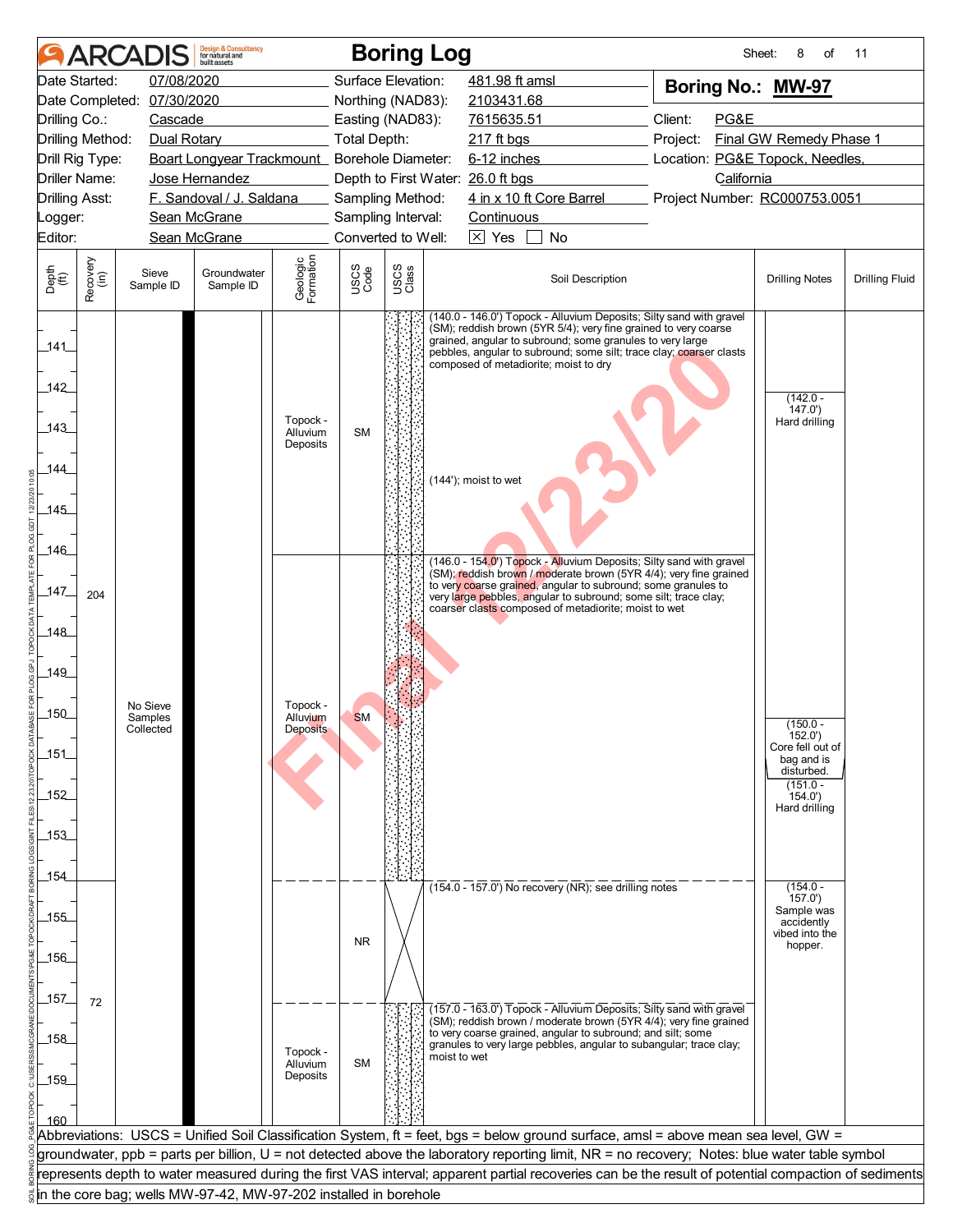# ARCADIS Boring Log

Sheet: 8 of 11

| | | | |
|---|---|---|---|
| Date Started: 07/08/2020 | Surface Elevation: 481.98 ft amsl | **Boring No.: MW-97** | |
| Date Completed: 07/30/2020 | Northing (NAD83): 2103431.68 | | |
| Drilling Co.: Cascade | Easting (NAD83): 7615635.51 | Client: PG&E | |
| Drilling Method: Dual Rotary | Total Depth: 217 ft bgs | Project: Final GW Remedy Phase 1 | |
| Drill Rig Type: Boart Longyear Trackmount | Borehole Diameter: 6-12 inches | Location: PG&E Topock, Needles, California | |
| Driller Name: Jose Hernandez | Depth to First Water: 26.0 ft bgs | | |
| Drilling Asst: F. Sandoval / J. Saldana | Sampling Method: 4 in x 10 ft Core Barrel | Project Number: RC000753.0051 | |
| Logger: Sean McGrane | Sampling Interval: Continuous | | |
| Editor: Sean McGrane | Converted to Well: [X] Yes [ ] No | | |

| Depth (ft) | Recovery (in) | Sieve Sample ID | Groundwater Sample ID | Geologic Formation | USCS Code | USCS Class | Soil Description | Drilling Notes | Drilling Fluid |
|---|---|---|---|---|---|---|---|---|---|
| 140–146 | 204 | No Sieve Samples Collected | | Topock - Alluvium Deposits | SM | | (140.0 - 146.0') Topock - Alluvium Deposits; Silty sand with gravel (SM); reddish brown (5YR 5/4); very fine grained to very coarse grained, angular to subround; some granules to very large pebbles, angular to subround; some silt; trace clay; coarser clasts composed of metadiorite; moist to dry<br>(144'); moist to wet | (142.0 - 147.0') Hard drilling | |
| 146–154 | | | | Topock - Alluvium Deposits | SM | | (146.0 - 154.0') Topock - Alluvium Deposits; Silty sand with gravel (SM); reddish brown / moderate brown (5YR 4/4); very fine grained to very coarse grained, angular to subround; some granules to very large pebbles, angular to subround; some silt; trace clay; coarser clasts composed of metadiorite; moist to wet | (150.0 - 152.0') Core fell out of bag and is disturbed.<br>(151.0 - 154.0') Hard drilling | |
| 154–157 | 72 | | | | NR | | (154.0 - 157.0') No recovery (NR); see drilling notes | (154.0 - 157.0') Sample was accidently vibed into the hopper. | |
| 157–160 | | | | Topock - Alluvium Deposits | SM | | (157.0 - 163.0') Topock - Alluvium Deposits; Silty sand with gravel (SM); reddish brown / moderate brown (5YR 4/4); very fine grained to very coarse grained, angular to subround; and silt; some granules to very large pebbles, angular to subangular; trace clay; moist to wet | | |

Abbreviations: USCS = Unified Soil Classification System, ft = feet, bgs = below ground surface, amsl = above mean sea level, GW = groundwater, ppb = parts per billion, U = not detected above the laboratory reporting limit, NR = no recovery; Notes: blue water table symbol represents depth to water measured during the first VAS interval; apparent partial recoveries can be the result of potential compaction of sediments in the core bag; wells MW-97-42, MW-97-202 installed in borehole

Final 12/23/20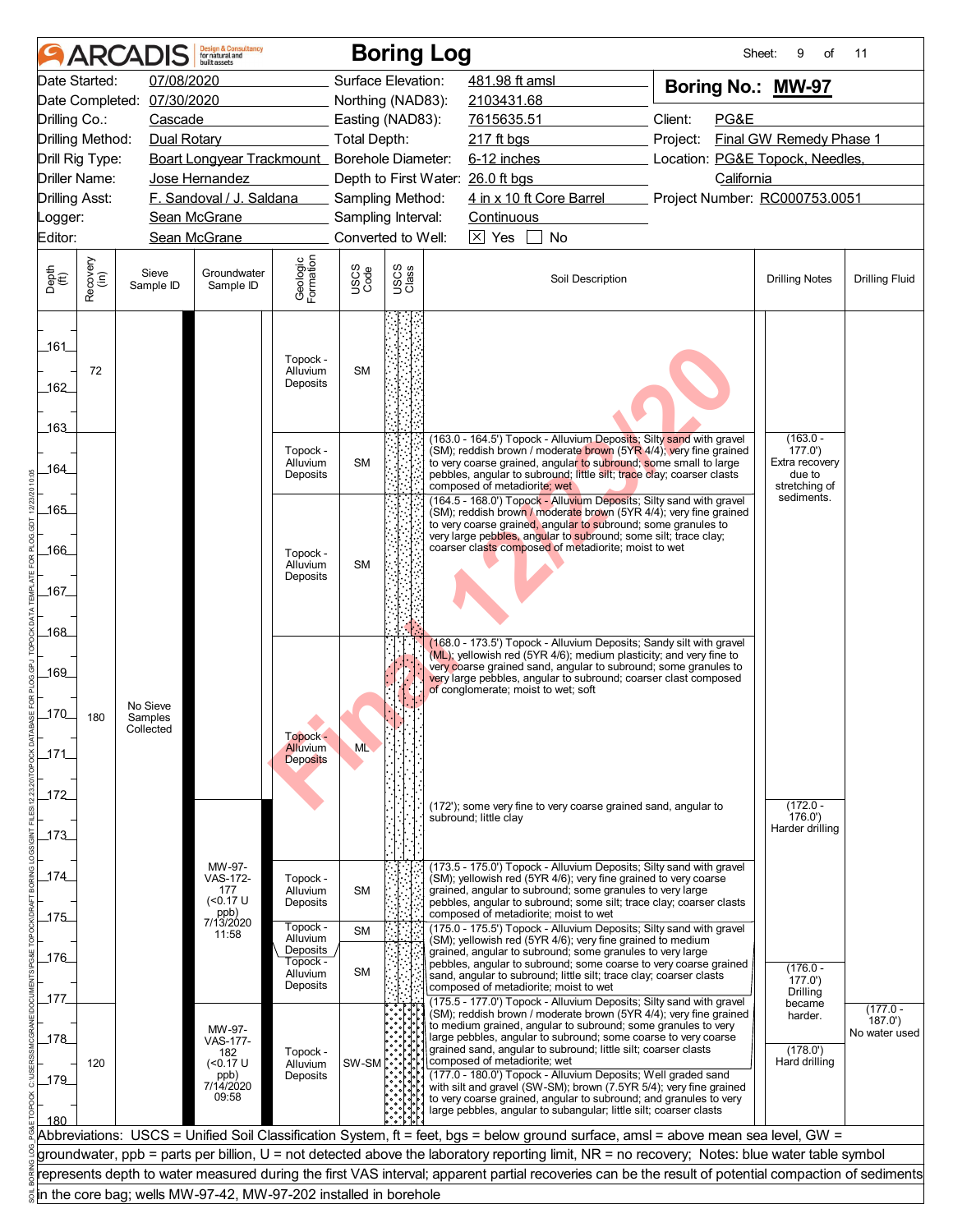# Boring Log

Sheet: 9 of 11

**Boring No.: MW-97**

| | | | |
|---|---|---|---|
| Date Started: | 07/08/2020 | Surface Elevation: | 481.98 ft amsl |
| Date Completed: | 07/30/2020 | Northing (NAD83): | 2103431.68 |
| Drilling Co.: | Cascade | Easting (NAD83): | 7615635.51 |
| Drilling Method: | Dual Rotary | Total Depth: | 217 ft bgs |
| Drill Rig Type: | Boart Longyear Trackmount | Borehole Diameter: | 6-12 inches |
| Driller Name: | Jose Hernandez | Depth to First Water: | 26.0 ft bgs |
| Drilling Asst: | F. Sandoval / J. Saldana | Sampling Method: | 4 in x 10 ft Core Barrel |
| Logger: | Sean McGrane | Sampling Interval: | Continuous |
| Editor: | Sean McGrane | Converted to Well: | [X] Yes [ ] No |

Client: PG&E
Project: Final GW Remedy Phase 1
Location: PG&E Topock, Needles, California
Project Number: RC000753.0051

| Depth (ft) | Recovery (in) | Sieve Sample ID | Groundwater Sample ID | Geologic Formation | USCS Code | Soil Description | Drilling Notes | Drilling Fluid |
|---|---|---|---|---|---|---|---|---|
| 161–163 | 72 | | | Topock - Alluvium Deposits | SM | | | |
| 163–164.5 | 180 | No Sieve Samples Collected | | Topock - Alluvium Deposits | SM | (163.0 - 164.5') Topock - Alluvium Deposits; Silty sand with gravel (SM); reddish brown / moderate brown (5YR 4/4); very fine grained to very coarse grained, angular to subround; some small to large pebbles, angular to subround; little silt; trace clay; coarser clasts composed of metadiorite; wet | (163.0 - 177.0') Extra recovery due to stretching of sediments. | |
| 164.5–168 | | | | Topock - Alluvium Deposits | SM | (164.5 - 168.0') Topock - Alluvium Deposits; Silty sand with gravel (SM); reddish brown / moderate brown (5YR 4/4); very fine grained to very coarse grained, angular to subround; some granules to very large pebbles, angular to subround; some silt; trace clay; coarser clasts composed of metadiorite; moist to wet | | |
| 168–173.5 | | | | Topock - Alluvium Deposits | ML | (168.0 - 173.5') Topock - Alluvium Deposits; Sandy silt with gravel (ML); yellowish red (5YR 4/6); medium plasticity; and very fine to very coarse grained sand, angular to subround; some granules to very large pebbles, angular to subround; coarser clast composed of conglomerate; moist to wet; soft<br>(172'); some very fine to very coarse grained sand, angular to subround; little clay | (172.0 - 176.0') Harder drilling | |
| 173.5–175 | | | MW-97-VAS-172-177 (<0.17 U ppb) 7/13/2020 11:58 | Topock - Alluvium Deposits | SM | (173.5 - 175.0') Topock - Alluvium Deposits; Silty sand with gravel (SM); yellowish red (5YR 4/6); very fine grained to very coarse grained, angular to subround; some granules to very large pebbles, angular to subround; some silt; trace clay; coarser clasts composed of metadiorite; moist to wet | | |
| 175–175.5 | | | | Topock - Alluvium Deposits | SM | (175.0 - 175.5') Topock - Alluvium Deposits; Silty sand with gravel (SM); yellowish red (5YR 4/6); very fine grained to medium grained, angular to subround; some granules to very large pebbles, angular to subround; some coarse to very coarse grained sand, angular to subround; little silt; trace clay; coarser clasts composed of metadiorite; moist to wet | (176.0 - 177.0') Drilling became harder. | |
| 175.5–177 | | | | Topock - Alluvium Deposits | SM | (175.5 - 177.0') Topock - Alluvium Deposits; Silty sand with gravel (SM); reddish brown / moderate brown (5YR 4/4); very fine grained to medium grained, angular to subround; some granules to very large pebbles, angular to subround; some coarse to very coarse grained sand, angular to subround; little silt; coarser clasts composed of metadiorite; wet | | |
| 177–180 | 120 | | MW-97-VAS-177-182 (<0.17 U ppb) 7/14/2020 09:58 | Topock - Alluvium Deposits | SW-SM | (177.0 - 180.0') Topock - Alluvium Deposits; Well graded sand with silt and gravel (SW-SM); brown (7.5YR 5/4); very fine grained to very coarse grained, angular to subround; and granules to very large pebbles, angular to subangular; little silt; coarser clasts | (178.0') Hard drilling | (177.0 - 187.0') No water used |

Abbreviations: USCS = Unified Soil Classification System, ft = feet, bgs = below ground surface, amsl = above mean sea level, GW = groundwater, ppb = parts per billion, U = not detected above the laboratory reporting limit, NR = no recovery; Notes: blue water table symbol represents depth to water measured during the first VAS interval; apparent partial recoveries can be the result of potential compaction of sediments in the core bag; wells MW-97-42, MW-97-202 installed in borehole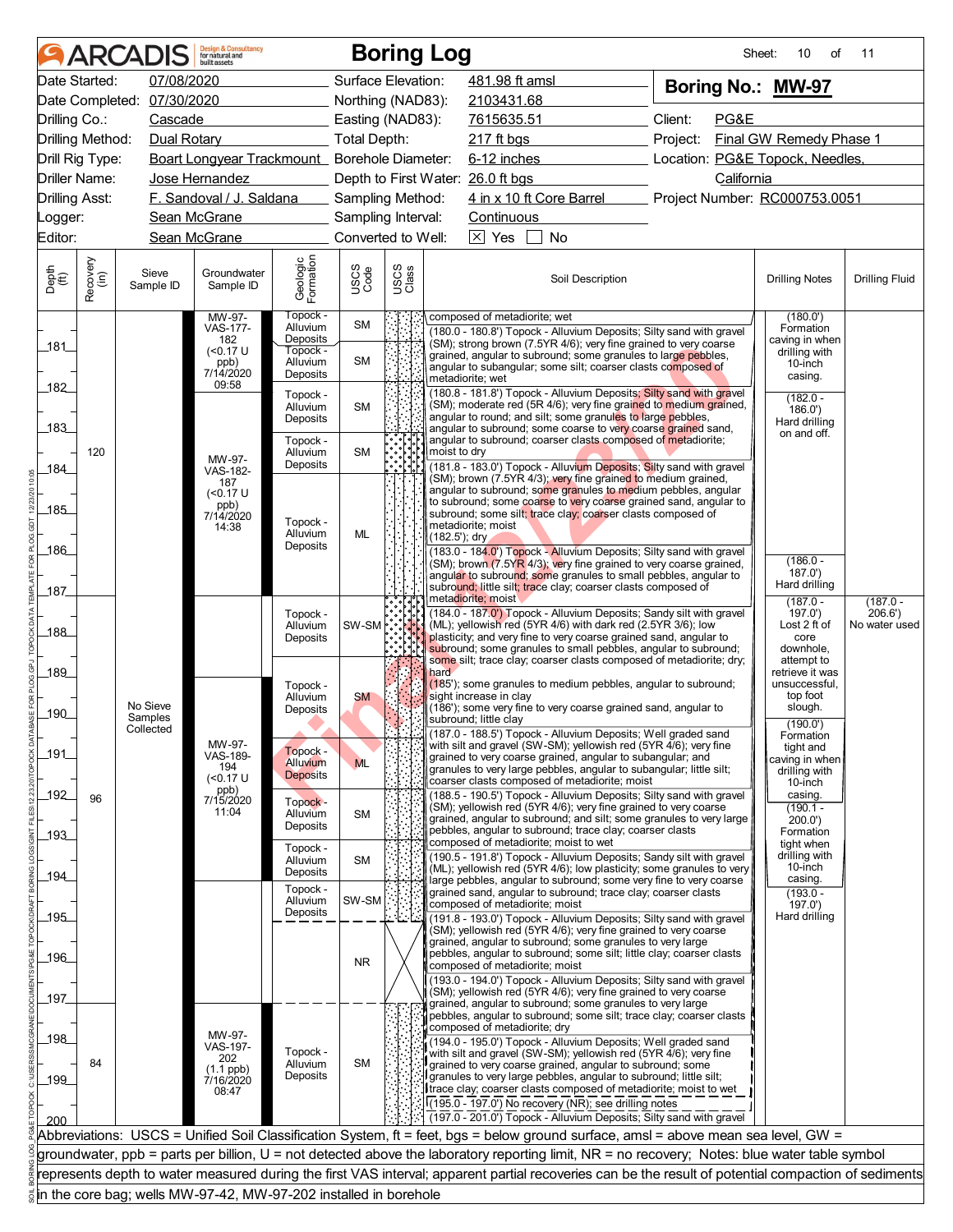# ARCADIS Boring Log

Sheet: 10 of 11

| | | | | | |
|---|---|---|---|---|---|
| Date Started: | 07/08/2020 | Surface Elevation: | 481.98 ft amsl | **Boring No.: MW-97** | |
| Date Completed: | 07/30/2020 | Northing (NAD83): | 2103431.68 | | |
| Drilling Co.: | Cascade | Easting (NAD83): | 7615635.51 | Client: | PG&E |
| Drilling Method: | Dual Rotary | Total Depth: | 217 ft bgs | Project: | Final GW Remedy Phase 1 |
| Drill Rig Type: | Boart Longyear Trackmount | Borehole Diameter: | 6-12 inches | Location: | PG&E Topock, Needles, California |
| Driller Name: | Jose Hernandez | Depth to First Water: | 26.0 ft bgs | | |
| Drilling Asst: | F. Sandoval / J. Saldana | Sampling Method: | 4 in x 10 ft Core Barrel | Project Number: | RC000753.0051 |
| Logger: | Sean McGrane | Sampling Interval: | Continuous | | |
| Editor: | Sean McGrane | Converted to Well: | [X] Yes [ ] No | | |

| Depth (ft) | Recovery (in) | Sieve Sample ID | Groundwater Sample ID | Geologic Formation | USCS Code | Soil Description | Drilling Notes | Drilling Fluid |
|---|---|---|---|---|---|---|---|---|
| 180–181 | 120 | No Sieve Samples Collected | MW-97-VAS-177-182 (<0.17 U ppb) 7/14/2020 09:58 | Topock - Alluvium Deposits | SM | composed of metadiorite; wet | (180.0') Formation caving in when drilling with 10-inch casing. | |
| 180.0–180.8 | | | | Topock - Alluvium Deposits | SM | (180.0 - 180.8') Topock - Alluvium Deposits; Silty sand with gravel (SM); strong brown (7.5YR 4/6); very fine grained to very coarse grained, angular to subround; some granules to large pebbles, angular to subangular; some silt; coarser clasts composed of metadiorite; wet | | |
| 180.8–181.8 | | | MW-97-VAS-182-187 (<0.17 U ppb) 7/14/2020 14:38 | Topock - Alluvium Deposits | SM | (180.8 - 181.8') Topock - Alluvium Deposits; Silty sand with gravel (SM); moderate red (5R 4/6); very fine grained to medium grained, angular to round; and silt; some granules to large pebbles, angular to subround; some coarse to very coarse grained sand, angular to subround; coarser clasts composed of metadiorite; moist to dry | (182.0 - 186.0') Hard drilling on and off. | |
| 181.8–183.0 | | | | Topock - Alluvium Deposits | SM | (181.8 - 183.0') Topock - Alluvium Deposits; Silty sand with gravel (SM); brown (7.5YR 4/3); very fine grained to medium grained, angular to subround; some granules to medium pebbles, angular to subround; some coarse to very coarse grained sand, angular to subround; some silt; trace clay; coarser clasts composed of metadiorite; moist<br>(182.5'); dry | | |
| 183.0–184.0 | | | | Topock - Alluvium Deposits | ML | (183.0 - 184.0') Topock - Alluvium Deposits; Silty sand with gravel (SM); brown (7.5YR 4/3); very fine grained to very coarse grained, angular to subround; some granules to small pebbles, angular to subround; little silt; trace clay; coarser clasts composed of metadiorite; moist | (186.0 - 187.0') Hard drilling | |
| 184.0–187.0 | | | | Topock - Alluvium Deposits | ML | (184.0 - 187.0') Topock - Alluvium Deposits; Sandy silt with gravel (ML); yellowish red (5YR 4/6) with dark red (2.5YR 3/6); low plasticity; and very fine to very coarse grained sand, angular to subround; some granules to small pebbles, angular to subround; some silt; trace clay; coarser clasts composed of metadiorite; dry; hard<br>(185'); some granules to medium pebbles, angular to subround; sight increase in clay<br>(186'); some very fine to very coarse grained sand, angular to subround; little clay | | |
| 187.0–188.5 | 96 | | MW-97-VAS-189-194 (<0.17 U ppb) 7/15/2020 11:04 | Topock - Alluvium Deposits | SW-SM | (187.0 - 188.5') Topock - Alluvium Deposits; Well graded sand with silt and gravel (SW-SM); yellowish red (5YR 4/6); very fine grained to very coarse grained, angular to subangular; and granules to very large pebbles, angular to subangular; little silt; coarser clasts composed of metadiorite; moist | (187.0 - 197.0') Lost 2 ft of core downhole, attempt to retrieve it was unsuccessful, top foot slough. | (187.0 - 206.6') No water used |
| 188.5–190.5 | | | | Topock - Alluvium Deposits | SM | (188.5 - 190.5') Topock - Alluvium Deposits; Silty sand with gravel (SM); yellowish red (5YR 4/6); very fine grained to very coarse grained, angular to subround; and silt; some granules to very large pebbles, angular to subround; trace clay; coarser clasts composed of metadiorite; moist to wet | (190.0') Formation tight and caving in when drilling with 10-inch casing. | |
| 190.5–191.8 | | | | Topock - Alluvium Deposits | ML | (190.5 - 191.8') Topock - Alluvium Deposits; Sandy silt with gravel (ML); yellowish red (5YR 4/6); low plasticity; some granules to very large pebbles, angular to subround; some very fine to very coarse grained sand, angular to subround; trace clay; coarser clasts composed of metadiorite; moist | (190.1 - 200.0') Formation tight when drilling with 10-inch casing. | |
| 191.8–193.0 | | | | Topock - Alluvium Deposits | SM | (191.8 - 193.0') Topock - Alluvium Deposits; Silty sand with gravel (SM); yellowish red (5YR 4/6); very fine grained to very coarse grained, angular to subround; some granules to very large pebbles, angular to subround; some silt; little clay; coarser clasts composed of metadiorite; moist | | |
| 193.0–194.0 | | | | Topock - Alluvium Deposits | SM | (193.0 - 194.0') Topock - Alluvium Deposits; Silty sand with gravel (SM); yellowish red (5YR 4/6); very fine grained to very coarse grained, angular to subround; some granules to very large pebbles, angular to subround; some silt; trace clay; coarser clasts composed of metadiorite; dry | (193.0 - 197.0') Hard drilling | |
| 194.0–195.0 | | | | Topock - Alluvium Deposits | SW-SM | (194.0 - 195.0') Topock - Alluvium Deposits; Well graded sand with silt and gravel (SW-SM); yellowish red (5YR 4/6); very fine grained to very coarse grained, angular to subround; some granules to very large pebbles, angular to subround; little silt; trace clay; coarser clasts composed of metadiorite; moist to wet | | |
| 195.0–197.0 | | | | | NR | (195.0 - 197.0') No recovery (NR); see drilling notes | | |
| 197.0–200 | 84 | | MW-97-VAS-197-202 (1.1 ppb) 7/16/2020 08:47 | Topock - Alluvium Deposits | SM | (197.0 - 201.0') Topock - Alluvium Deposits; Silty sand with gravel | | |

Abbreviations: USCS = Unified Soil Classification System, ft = feet, bgs = below ground surface, amsl = above mean sea level, GW = groundwater, ppb = parts per billion, U = not detected above the laboratory reporting limit, NR = no recovery; Notes: blue water table symbol represents depth to water measured during the first VAS interval; apparent partial recoveries can be the result of potential compaction of sediments in the core bag; wells MW-97-42, MW-97-202 installed in borehole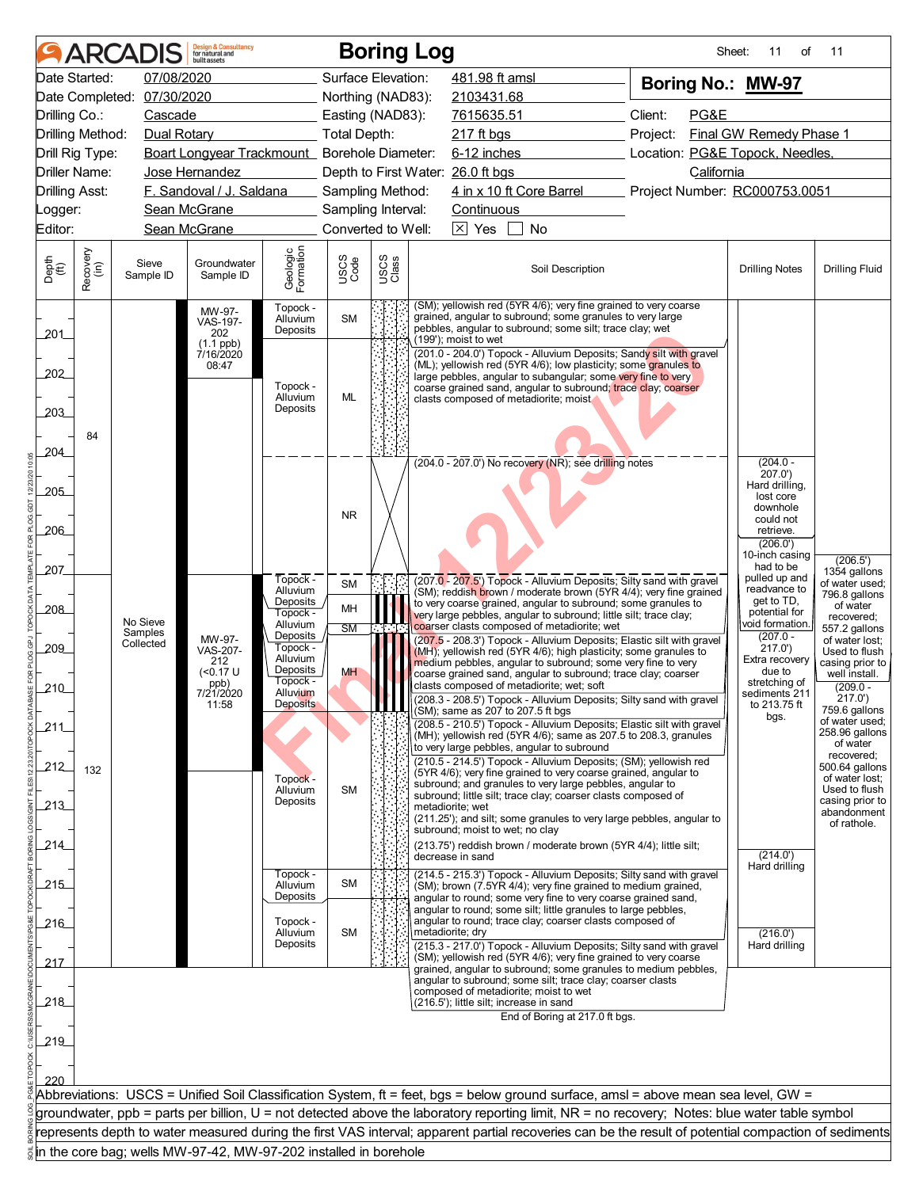# ARCADIS Boring Log

Sheet: 11 of 11

| | | | | | |
|---|---|---|---|---|---|
| Date Started: | 07/08/2020 | Surface Elevation: | 481.98 ft amsl | **Boring No.: MW-97** | |
| Date Completed: | 07/30/2020 | Northing (NAD83): | 2103431.68 | | |
| Drilling Co.: | Cascade | Easting (NAD83): | 7615635.51 | Client: | PG&E |
| Drilling Method: | Dual Rotary | Total Depth: | 217 ft bgs | Project: | Final GW Remedy Phase 1 |
| Drill Rig Type: | Boart Longyear Trackmount | Borehole Diameter: | 6-12 inches | Location: | PG&E Topock, Needles, California |
| Driller Name: | Jose Hernandez | Depth to First Water: | 26.0 ft bgs | | |
| Drilling Asst: | F. Sandoval / J. Saldana | Sampling Method: | 4 in x 10 ft Core Barrel | Project Number: | RC000753.0051 |
| Logger: | Sean McGrane | Sampling Interval: | Continuous | | |
| Editor: | Sean McGrane | Converted to Well: | ☒ Yes ☐ No | | |

| Depth (ft) | Recovery (in) | Sieve Sample ID | Groundwater Sample ID | Geologic Formation | USCS Code | Soil Description | Drilling Notes | Drilling Fluid |
|---|---|---|---|---|---|---|---|---|
| 200–201 | 84 | No Sieve Samples Collected | MW-97-VAS-197-202 (1.1 ppb) 7/16/2020 08:47 | Topock - Alluvium Deposits | SM | (SM); yellowish red (5YR 4/6); very fine grained to very coarse grained, angular to subround; some granules to very large pebbles, angular to subround; some silt; trace clay; wet (199'); moist to wet | | |
| 201.0–204.0 | | | | Topock - Alluvium Deposits | ML | (201.0 - 204.0') Topock - Alluvium Deposits; Sandy silt with gravel (ML); yellowish red (5YR 4/6); low plasticity; some granules to large pebbles, angular to subangular; some very fine to very coarse grained sand, angular to subround; trace clay; coarser clasts composed of metadiorite; moist | | |
| 204.0–207.0 | | | | | NR | (204.0 - 207.0') No recovery (NR); see drilling notes | (204.0 - 207.0') Hard drilling, lost core downhole could not retrieve. (206.0') 10-inch casing had to be pulled up and readvance to get to TD, potential for void formation. | (206.5') 1354 gallons of water used; 796.8 gallons of water recovered; 557.2 gallons of water lost; Used to flush casing prior to well install. |
| 207.0–207.5 | 132 | | MW-97-VAS-207-212 (<0.17 U ppb) 7/21/2020 11:58 | Topock - Alluvium Deposits | SM | (207.0 - 207.5') Topock - Alluvium Deposits; Silty sand with gravel (SM); reddish brown / moderate brown (5YR 4/4); very fine grained to very coarse grained, angular to subround; some granules to very large pebbles, angular to subround; little silt; trace clay; coarser clasts composed of metadiorite; wet | (207.0 - 217.0') Extra recovery due to stretching of sediments 211 to 213.75 ft bgs. | (209.0 - 217.0') 759.6 gallons of water used; 258.96 gallons of water recovered; 500.64 gallons of water lost; Used to flush casing prior to abandonment of rathole. |
| 207.5–208.3 | | | | Topock - Alluvium Deposits | MH | (207.5 - 208.3') Topock - Alluvium Deposits; Elastic silt with gravel (MH); yellowish red (5YR 4/6); high plasticity; some granules to medium pebbles, angular to subround; some very fine to very coarse grained sand, angular to subround; trace clay; coarser clasts composed of metadiorite; wet; soft | | |
| 208.3–208.5 | | | | Topock - Alluvium Deposits | SM | (208.3 - 208.5') Topock - Alluvium Deposits; Silty sand with gravel (SM); same as 207 to 207.5 ft bgs | | |
| 208.5–210.5 | | | | Topock - Alluvium Deposits | MH | (208.5 - 210.5') Topock - Alluvium Deposits; Elastic silt with gravel (MH); yellowish red (5YR 4/6); same as 207.5 to 208.3, granules to very large pebbles, angular to subround | | |
| 210.5–214.5 | | | | Topock - Alluvium Deposits | SM | (210.5 - 214.5') Topock - Alluvium Deposits; (SM); yellowish red (5YR 4/6); very fine grained to very coarse grained, angular to subround; and granules to very large pebbles, angular to subround; little silt; trace clay; coarser clasts composed of metadiorite; wet<br>(211.25'); and silt; some granules to very large pebbles, angular to subround; moist to wet; no clay<br>(213.75') reddish brown / moderate brown (5YR 4/4); little silt; decrease in sand | (214.0') Hard drilling | |
| 214.5–215.3 | | | | Topock - Alluvium Deposits | SM | (214.5 - 215.3') Topock - Alluvium Deposits; Silty sand with gravel (SM); brown (7.5YR 4/4); very fine grained to medium grained, angular to round; some very fine to very coarse grained sand, angular to round; some silt; little granules to large pebbles, angular to round; trace clay; coarser clasts composed of metadiorite; dry | | |
| 215.3–217.0 | | | | Topock - Alluvium Deposits | SM | (215.3 - 217.0') Topock - Alluvium Deposits; Silty sand with gravel (SM); yellowish red (5YR 4/6); very fine grained to very coarse grained, angular to subround; some granules to medium pebbles, angular to subround; some silt; trace clay; coarser clasts composed of metadiorite; moist to wet<br>(216.5'); little silt; increase in sand | (216.0') Hard drilling | |

End of Boring at 217.0 ft bgs.

Abbreviations: USCS = Unified Soil Classification System, ft = feet, bgs = below ground surface, amsl = above mean sea level, GW = groundwater, ppb = parts per billion, U = not detected above the laboratory reporting limit, NR = no recovery; Notes: blue water table symbol represents depth to water measured during the first VAS interval; apparent partial recoveries can be the result of potential compaction of sediments in the core bag; wells MW-97-42, MW-97-202 installed in borehole